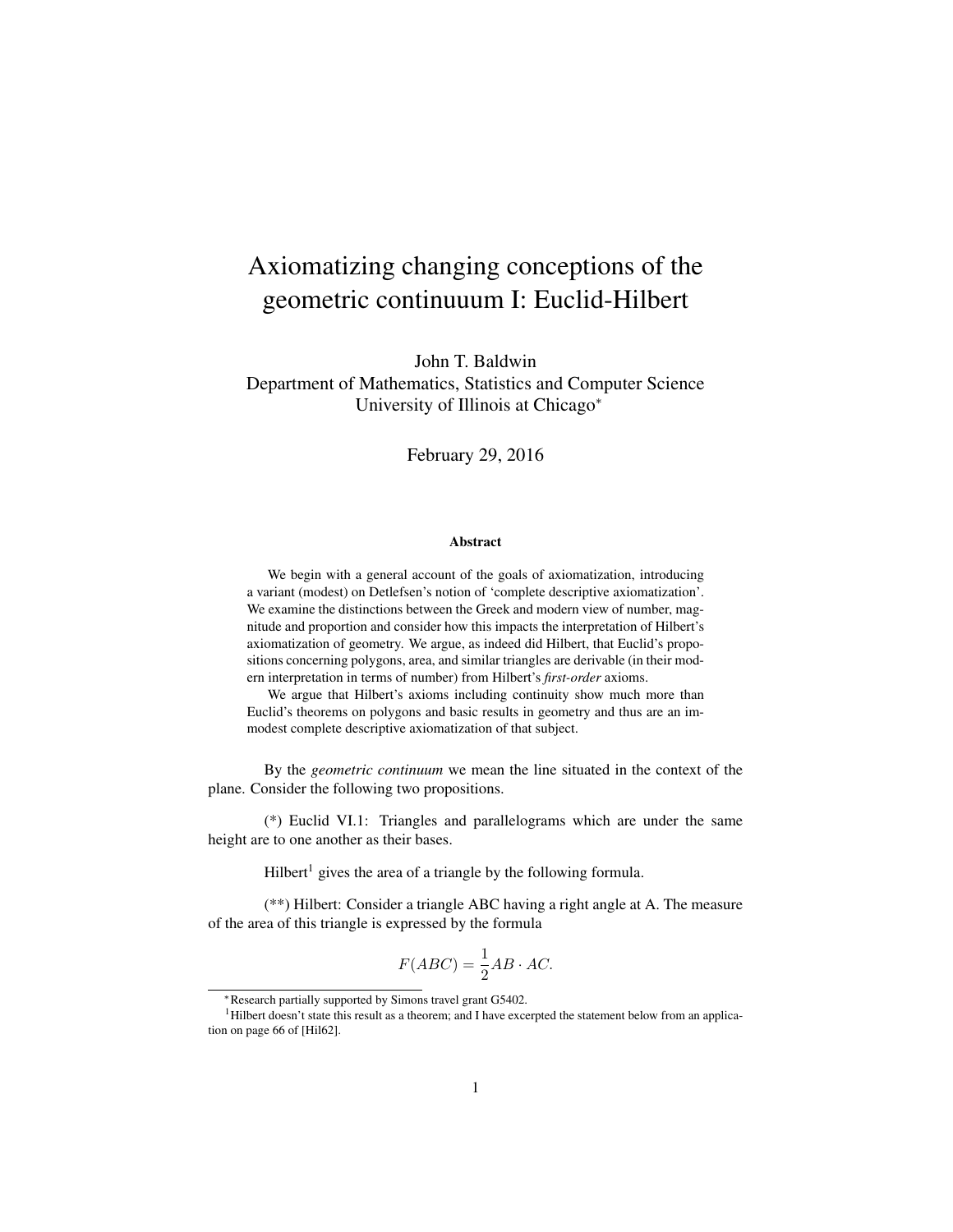# Axiomatizing changing conceptions of the geometric continuuum I: Euclid-Hilbert

John T. Baldwin
Department of Mathematics, Statistics and Computer Science
University of Illinois at Chicago*

February 29, 2016

### Abstract

We begin with a general account of the goals of axiomatization, introducing a variant (modest) on Detlefsen's notion of 'complete descriptive axiomatization'. We examine the distinctions between the Greek and modern view of number, magnitude and proportion and consider how this impacts the interpretation of Hilbert's axiomatization of geometry. We argue, as indeed did Hilbert, that Euclid's propositions concerning polygons, area, and similar triangles are derivable (in their modern interpretation in terms of number) from Hilbert's *first-order* axioms.

We argue that Hilbert's axioms including continuity show much more than Euclid's theorems on polygons and basic results in geometry and thus are an immodest complete descriptive axiomatization of that subject.

By the *geometric continuum* we mean the line situated in the context of the plane. Consider the following two propositions.

(*) Euclid VI.1: Triangles and parallelograms which are under the same height are to one another as their bases.

Hilbert[1] gives the area of a triangle by the following formula.

(**) Hilbert: Consider a triangle ABC having a right angle at A. The measure of the area of this triangle is expressed by the formula

$$F(ABC) = \frac{1}{2}AB \cdot AC.$$

---

*Research partially supported by Simons travel grant G5402.

[1] Hilbert doesn't state this result as a theorem; and I have excerpted the statement below from an application on page 66 of [Hil62].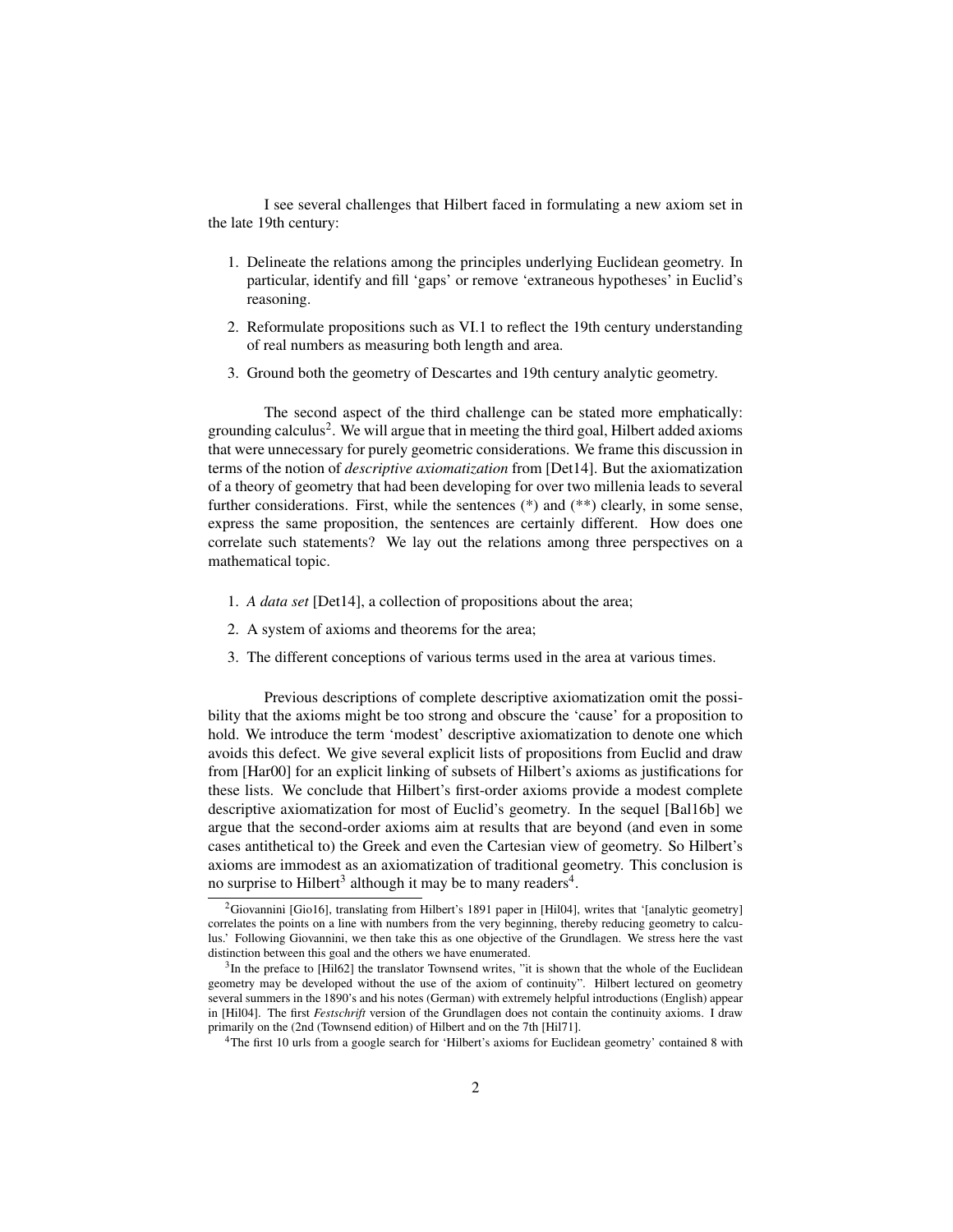I see several challenges that Hilbert faced in formulating a new axiom set in the late 19th century:

1. Delineate the relations among the principles underlying Euclidean geometry. In particular, identify and fill 'gaps' or remove 'extraneous hypotheses' in Euclid's reasoning.
2. Reformulate propositions such as VI.1 to reflect the 19th century understanding of real numbers as measuring both length and area.
3. Ground both the geometry of Descartes and 19th century analytic geometry.

The second aspect of the third challenge can be stated more emphatically: grounding calculus[2]. We will argue that in meeting the third goal, Hilbert added axioms that were unnecessary for purely geometric considerations. We frame this discussion in terms of the notion of *descriptive axiomatization* from [Det14]. But the axiomatization of a theory of geometry that had been developing for over two millenia leads to several further considerations. First, while the sentences (*) and (**) clearly, in some sense, express the same proposition, the sentences are certainly different. How does one correlate such statements? We lay out the relations among three perspectives on a mathematical topic.

1. *A data set* [Det14], a collection of propositions about the area;
2. A system of axioms and theorems for the area;
3. The different conceptions of various terms used in the area at various times.

Previous descriptions of complete descriptive axiomatization omit the possibility that the axioms might be too strong and obscure the 'cause' for a proposition to hold. We introduce the term 'modest' descriptive axiomatization to denote one which avoids this defect. We give several explicit lists of propositions from Euclid and draw from [Har00] for an explicit linking of subsets of Hilbert's axioms as justifications for these lists. We conclude that Hilbert's first-order axioms provide a modest complete descriptive axiomatization for most of Euclid's geometry. In the sequel [Bal16b] we argue that the second-order axioms aim at results that are beyond (and even in some cases antithetical to) the Greek and even the Cartesian view of geometry. So Hilbert's axioms are immodest as an axiomatization of traditional geometry. This conclusion is no surprise to Hilbert[3] although it may be to many readers[4].

---

[2] Giovannini [Gio16], translating from Hilbert's 1891 paper in [Hil04], writes that '[analytic geometry] correlates the points on a line with numbers from the very beginning, thereby reducing geometry to calculus.' Following Giovannini, we then take this as one objective of the Grundlagen. We stress here the vast distinction between this goal and the others we have enumerated.

[3] In the preface to [Hil62] the translator Townsend writes, "it is shown that the whole of the Euclidean geometry may be developed without the use of the axiom of continuity". Hilbert lectured on geometry several summers in the 1890's and his notes (German) with extremely helpful introductions (English) appear in [Hil04]. The first *Festschrift* version of the Grundlagen does not contain the continuity axioms. I draw primarily on the (2nd (Townsend edition) of Hilbert and on the 7th [Hil71].

[4] The first 10 urls from a google search for 'Hilbert's axioms for Euclidean geometry' contained 8 with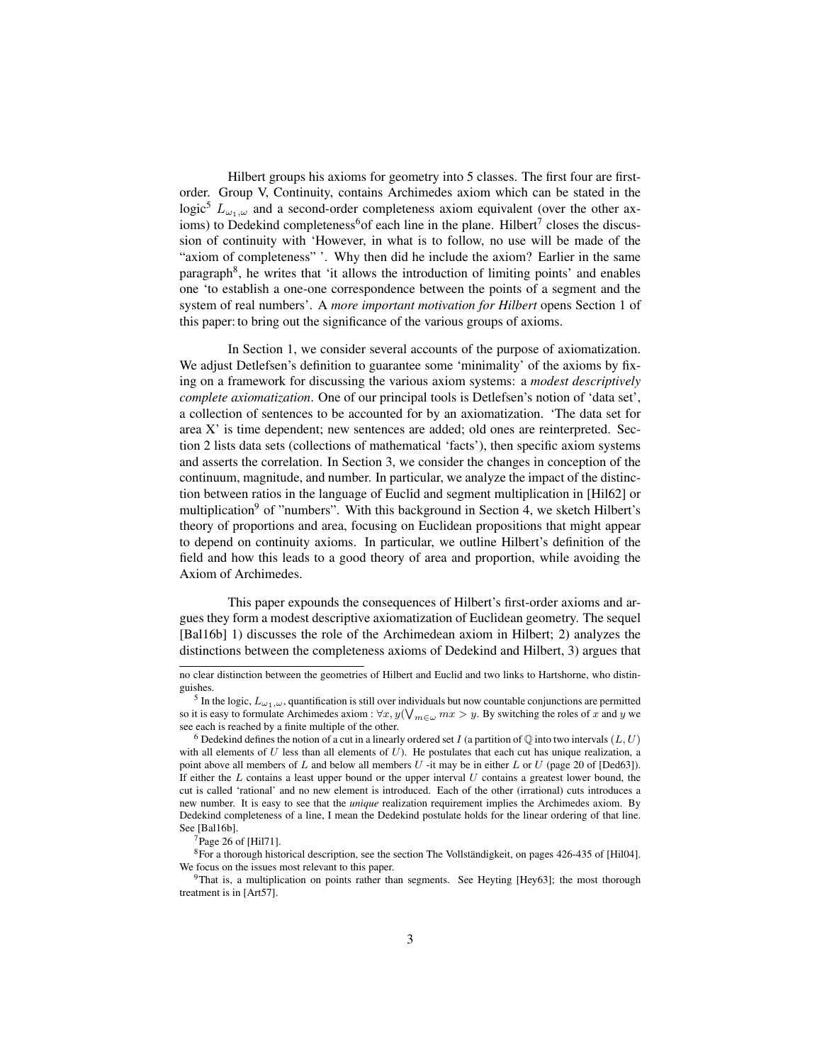Hilbert groups his axioms for geometry into 5 classes. The first four are first-order. Group V, Continuity, contains Archimedes axiom which can be stated in the logic[5] $L_{\omega_1,\omega}$ and a second-order completeness axiom equivalent (over the other axioms) to Dedekind completeness[6] of each line in the plane. Hilbert[7] closes the discussion of continuity with 'However, in what is to follow, no use will be made of the "axiom of completeness" '. Why then did he include the axiom? Earlier in the same paragraph[8], he writes that 'it allows the introduction of limiting points' and enables one 'to establish a one-one correspondence between the points of a segment and the system of real numbers'. A *more important motivation for Hilbert* opens Section 1 of this paper: to bring out the significance of the various groups of axioms.

In Section 1, we consider several accounts of the purpose of axiomatization. We adjust Detlefsen's definition to guarantee some 'minimality' of the axioms by fixing on a framework for discussing the various axiom systems: a *modest descriptively complete axiomatization*. One of our principal tools is Detlefsen's notion of 'data set', a collection of sentences to be accounted for by an axiomatization. 'The data set for area X' is time dependent; new sentences are added; old ones are reinterpreted. Section 2 lists data sets (collections of mathematical 'facts'), then specific axiom systems and asserts the correlation. In Section 3, we consider the changes in conception of the continuum, magnitude, and number. In particular, we analyze the impact of the distinction between ratios in the language of Euclid and segment multiplication in [Hil62] or multiplication[9] of "numbers". With this background in Section 4, we sketch Hilbert's theory of proportions and area, focusing on Euclidean propositions that might appear to depend on continuity axioms. In particular, we outline Hilbert's definition of the field and how this leads to a good theory of area and proportion, while avoiding the Axiom of Archimedes.

This paper expounds the consequences of Hilbert's first-order axioms and argues they form a modest descriptive axiomatization of Euclidean geometry. The sequel [Bal16b] 1) discusses the role of the Archimedean axiom in Hilbert; 2) analyzes the distinctions between the completeness axioms of Dedekind and Hilbert, 3) argues that

---

no clear distinction between the geometries of Hilbert and Euclid and two links to Hartshorne, who distinguishes.

[5] In the logic, $L_{\omega_1,\omega}$, quantification is still over individuals but now countable conjunctions are permitted so it is easy to formulate Archimedes axiom : $\forall x, y(\bigvee_{m\in\omega} mx > y$. By switching the roles of $x$ and $y$ we see each is reached by a finite multiple of the other.

[6] Dedekind defines the notion of a cut in a linearly ordered set $I$ (a partition of $\mathbb{Q}$ into two intervals $(L, U)$ with all elements of $U$ less than all elements of $U$). He postulates that each cut has unique realization, a point above all members of $L$ and below all members $U$ -it may be in either $L$ or $U$ (page 20 of [Ded63]). If either the $L$ contains a least upper bound or the upper interval $U$ contains a greatest lower bound, the cut is called 'rational' and no new element is introduced. Each of the other (irrational) cuts introduces a new number. It is easy to see that the *unique* realization requirement implies the Archimedes axiom. By Dedekind completeness of a line, I mean the Dedekind postulate holds for the linear ordering of that line. See [Bal16b].

[7] Page 26 of [Hil71].

[8] For a thorough historical description, see the section The Vollständigkeit, on pages 426-435 of [Hil04]. We focus on the issues most relevant to this paper.

[9] That is, a multiplication on points rather than segments. See Heyting [Hey63]; the most thorough treatment is in [Art57].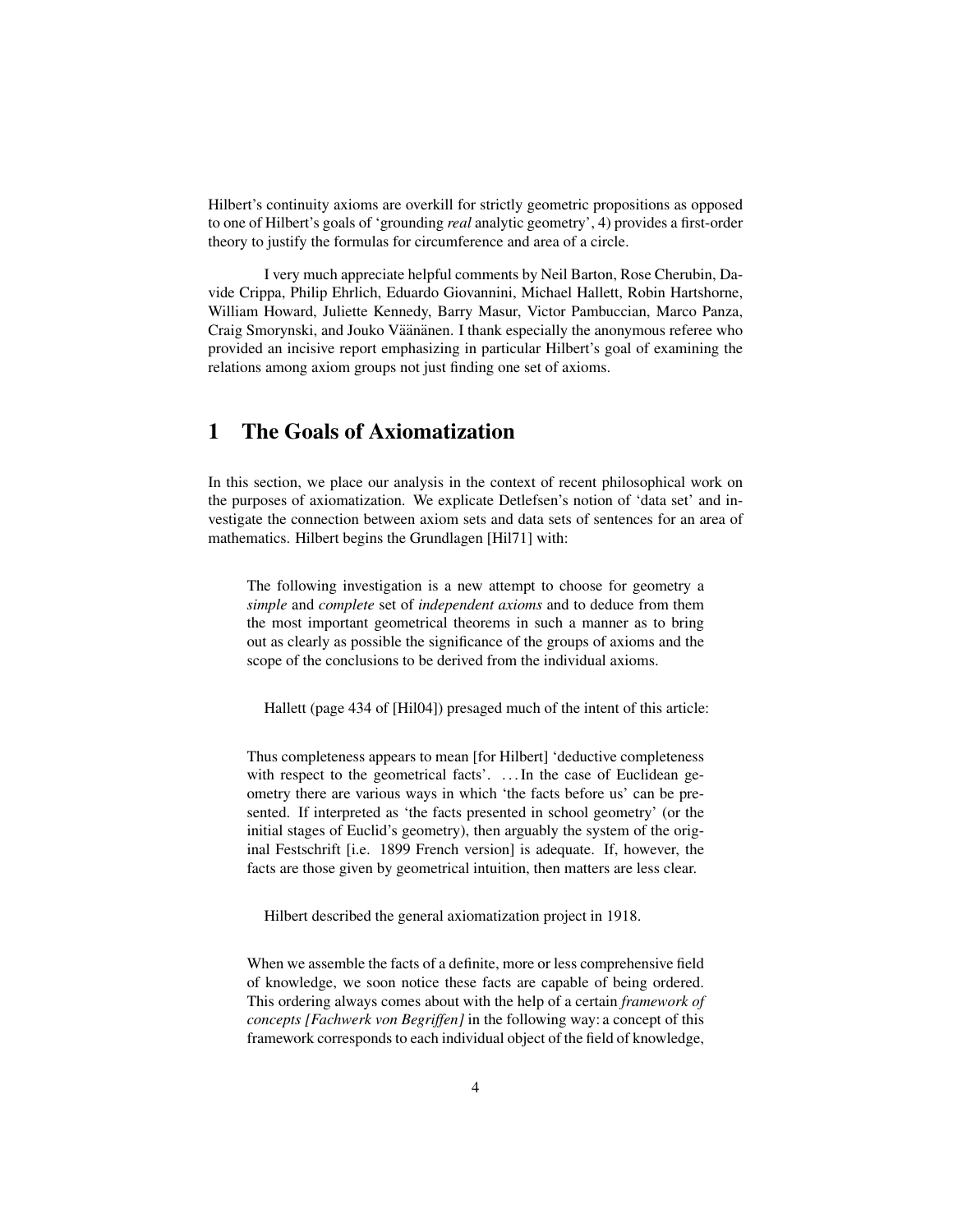Hilbert's continuity axioms are overkill for strictly geometric propositions as opposed to one of Hilbert's goals of 'grounding *real* analytic geometry', 4) provides a first-order theory to justify the formulas for circumference and area of a circle.

I very much appreciate helpful comments by Neil Barton, Rose Cherubin, Davide Crippa, Philip Ehrlich, Eduardo Giovannini, Michael Hallett, Robin Hartshorne, William Howard, Juliette Kennedy, Barry Masur, Victor Pambuccian, Marco Panza, Craig Smorynski, and Jouko Väänänen. I thank especially the anonymous referee who provided an incisive report emphasizing in particular Hilbert's goal of examining the relations among axiom groups not just finding one set of axioms.

# 1 The Goals of Axiomatization

In this section, we place our analysis in the context of recent philosophical work on the purposes of axiomatization. We explicate Detlefsen's notion of 'data set' and investigate the connection between axiom sets and data sets of sentences for an area of mathematics. Hilbert begins the Grundlagen [Hil71] with:

> The following investigation is a new attempt to choose for geometry a *simple* and *complete* set of *independent axioms* and to deduce from them the most important geometrical theorems in such a manner as to bring out as clearly as possible the significance of the groups of axioms and the scope of the conclusions to be derived from the individual axioms.

Hallett (page 434 of [Hil04]) presaged much of the intent of this article:

> Thus completeness appears to mean [for Hilbert] 'deductive completeness with respect to the geometrical facts'. ... In the case of Euclidean geometry there are various ways in which 'the facts before us' can be presented. If interpreted as 'the facts presented in school geometry' (or the initial stages of Euclid's geometry), then arguably the system of the original Festschrift [i.e. 1899 French version] is adequate. If, however, the facts are those given by geometrical intuition, then matters are less clear.

Hilbert described the general axiomatization project in 1918.

> When we assemble the facts of a definite, more or less comprehensive field of knowledge, we soon notice these facts are capable of being ordered. This ordering always comes about with the help of a certain *framework of concepts [Fachwerk von Begriffen]* in the following way: a concept of this framework corresponds to each individual object of the field of knowledge,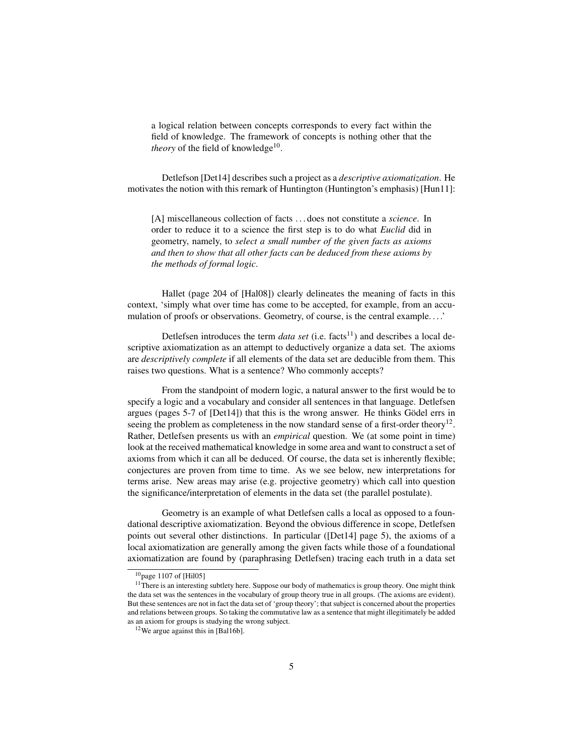> a logical relation between concepts corresponds to every fact within the field of knowledge. The framework of concepts is nothing other that the *theory* of the field of knowledge[10].

Detlefson [Det14] describes such a project as a *descriptive axiomatization*. He motivates the notion with this remark of Huntington (Huntington's emphasis) [Hun11]:

> [A] miscellaneous collection of facts . . . does not constitute a *science*. In order to reduce it to a science the first step is to do what *Euclid* did in geometry, namely, to *select a small number of the given facts as axioms and then to show that all other facts can be deduced from these axioms by the methods of formal logic*.

Hallet (page 204 of [Hal08]) clearly delineates the meaning of facts in this context, 'simply what over time has come to be accepted, for example, from an accumulation of proofs or observations. Geometry, of course, is the central example. . . .'

Detlefsen introduces the term *data set* (i.e. facts[11]) and describes a local descriptive axiomatization as an attempt to deductively organize a data set. The axioms are *descriptively complete* if all elements of the data set are deducible from them. This raises two questions. What is a sentence? Who commonly accepts?

From the standpoint of modern logic, a natural answer to the first would be to specify a logic and a vocabulary and consider all sentences in that language. Detlefsen argues (pages 5-7 of [Det14]) that this is the wrong answer. He thinks Gödel errs in seeing the problem as completeness in the now standard sense of a first-order theory[12]. Rather, Detlefsen presents us with an *empirical* question. We (at some point in time) look at the received mathematical knowledge in some area and want to construct a set of axioms from which it can all be deduced. Of course, the data set is inherently flexible; conjectures are proven from time to time. As we see below, new interpretations for terms arise. New areas may arise (e.g. projective geometry) which call into question the significance/interpretation of elements in the data set (the parallel postulate).

Geometry is an example of what Detlefsen calls a local as opposed to a foundational descriptive axiomatization. Beyond the obvious difference in scope, Detlefsen points out several other distinctions. In particular ([Det14] page 5), the axioms of a local axiomatization are generally among the given facts while those of a foundational axiomatization are found by (paraphrasing Detlefsen) tracing each truth in a data set

[10] page 1107 of [Hil05]

[11] There is an interesting subtlety here. Suppose our body of mathematics is group theory. One might think the data set was the sentences in the vocabulary of group theory true in all groups. (The axioms are evident). But these sentences are not in fact the data set of 'group theory'; that subject is concerned about the properties and relations between groups. So taking the commutative law as a sentence that might illegitimately be added as an axiom for groups is studying the wrong subject.

[12] We argue against this in [Bal16b].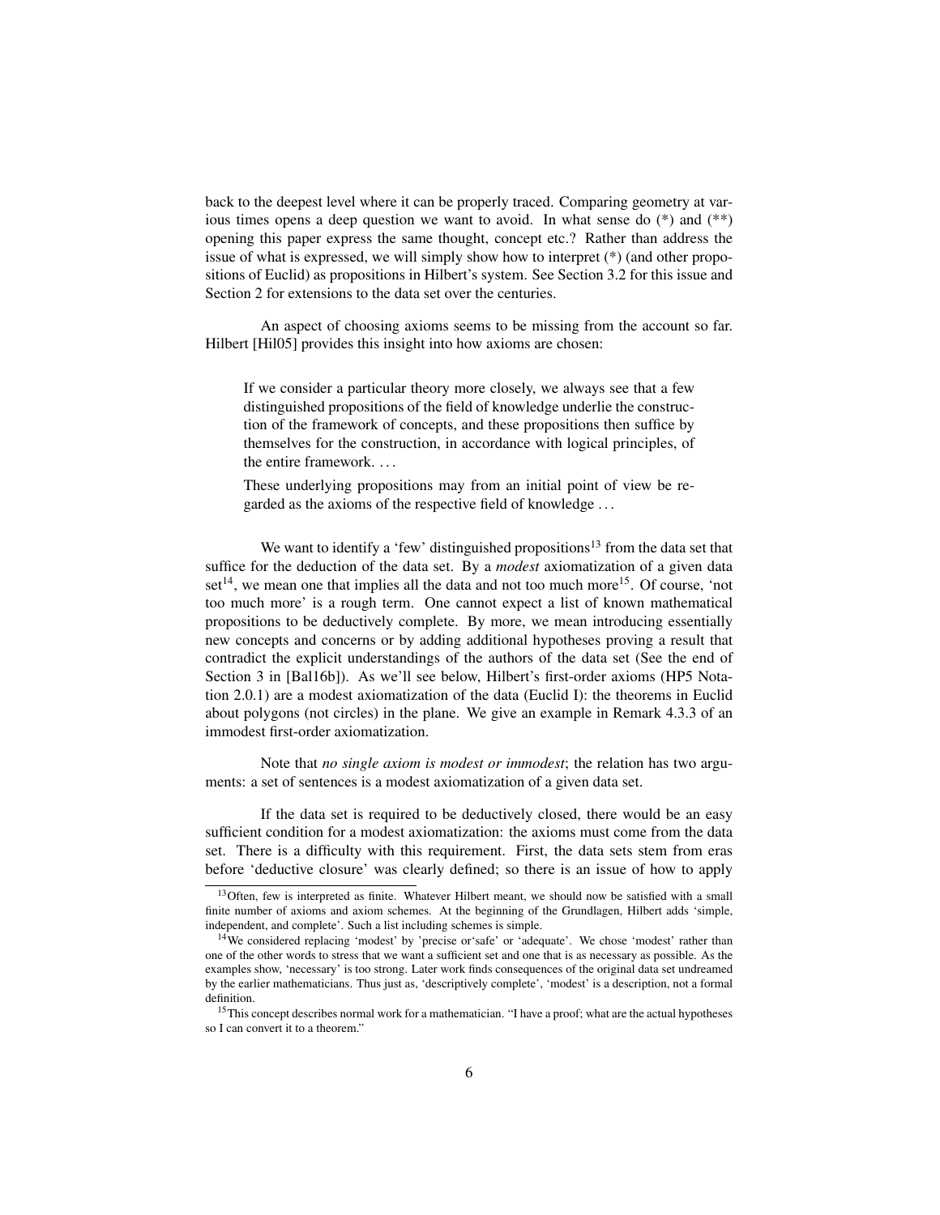back to the deepest level where it can be properly traced. Comparing geometry at various times opens a deep question we want to avoid. In what sense do (*) and (**) opening this paper express the same thought, concept etc.? Rather than address the issue of what is expressed, we will simply show how to interpret (*) (and other propositions of Euclid) as propositions in Hilbert's system. See Section 3.2 for this issue and Section 2 for extensions to the data set over the centuries.

An aspect of choosing axioms seems to be missing from the account so far. Hilbert [Hil05] provides this insight into how axioms are chosen:

> If we consider a particular theory more closely, we always see that a few distinguished propositions of the field of knowledge underlie the construction of the framework of concepts, and these propositions then suffice by themselves for the construction, in accordance with logical principles, of the entire framework. . . .
>
> These underlying propositions may from an initial point of view be regarded as the axioms of the respective field of knowledge . . .

We want to identify a 'few' distinguished propositions[13] from the data set that suffice for the deduction of the data set. By a *modest* axiomatization of a given data set[14], we mean one that implies all the data and not too much more[15]. Of course, 'not too much more' is a rough term. One cannot expect a list of known mathematical propositions to be deductively complete. By more, we mean introducing essentially new concepts and concerns or by adding additional hypotheses proving a result that contradict the explicit understandings of the authors of the data set (See the end of Section 3 in [Bal16b]). As we'll see below, Hilbert's first-order axioms (HP5 Notation 2.0.1) are a modest axiomatization of the data (Euclid I): the theorems in Euclid about polygons (not circles) in the plane. We give an example in Remark 4.3.3 of an immodest first-order axiomatization.

Note that *no single axiom is modest or immodest*; the relation has two arguments: a set of sentences is a modest axiomatization of a given data set.

If the data set is required to be deductively closed, there would be an easy sufficient condition for a modest axiomatization: the axioms must come from the data set. There is a difficulty with this requirement. First, the data sets stem from eras before 'deductive closure' was clearly defined; so there is an issue of how to apply

---

[13] Often, few is interpreted as finite. Whatever Hilbert meant, we should now be satisfied with a small finite number of axioms and axiom schemes. At the beginning of the Grundlagen, Hilbert adds 'simple, independent, and complete'. Such a list including schemes is simple.

[14] We considered replacing 'modest' by 'precise or'safe' or 'adequate'. We chose 'modest' rather than one of the other words to stress that we want a sufficient set and one that is as necessary as possible. As the examples show, 'necessary' is too strong. Later work finds consequences of the original data set undreamed by the earlier mathematicians. Thus just as, 'descriptively complete', 'modest' is a description, not a formal definition.

[15] This concept describes normal work for a mathematician. "I have a proof; what are the actual hypotheses so I can convert it to a theorem."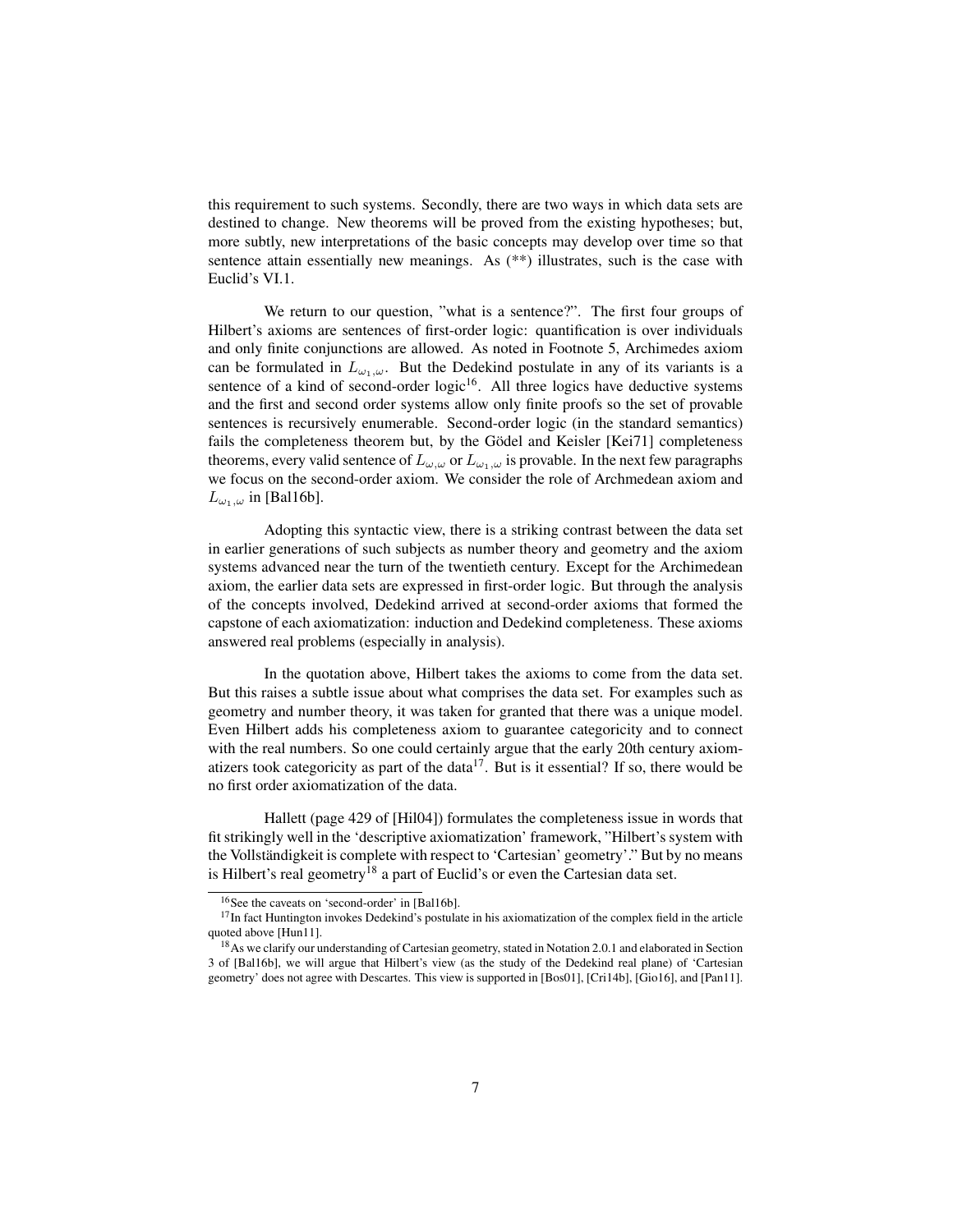this requirement to such systems. Secondly, there are two ways in which data sets are destined to change. New theorems will be proved from the existing hypotheses; but, more subtly, new interpretations of the basic concepts may develop over time so that sentence attain essentially new meanings. As (**) illustrates, such is the case with Euclid's VI.1.

We return to our question, "what is a sentence?". The first four groups of Hilbert's axioms are sentences of first-order logic: quantification is over individuals and only finite conjunctions are allowed. As noted in Footnote 5, Archimedes axiom can be formulated in $L_{\omega_1,\omega}$. But the Dedekind postulate in any of its variants is a sentence of a kind of second-order logic[16]. All three logics have deductive systems and the first and second order systems allow only finite proofs so the set of provable sentences is recursively enumerable. Second-order logic (in the standard semantics) fails the completeness theorem but, by the Gödel and Keisler [Kei71] completeness theorems, every valid sentence of $L_{\omega,\omega}$ or $L_{\omega_1,\omega}$ is provable. In the next few paragraphs we focus on the second-order axiom. We consider the role of Archmedean axiom and $L_{\omega_1,\omega}$ in [Bal16b].

Adopting this syntactic view, there is a striking contrast between the data set in earlier generations of such subjects as number theory and geometry and the axiom systems advanced near the turn of the twentieth century. Except for the Archimedean axiom, the earlier data sets are expressed in first-order logic. But through the analysis of the concepts involved, Dedekind arrived at second-order axioms that formed the capstone of each axiomatization: induction and Dedekind completeness. These axioms answered real problems (especially in analysis).

In the quotation above, Hilbert takes the axioms to come from the data set. But this raises a subtle issue about what comprises the data set. For examples such as geometry and number theory, it was taken for granted that there was a unique model. Even Hilbert adds his completeness axiom to guarantee categoricity and to connect with the real numbers. So one could certainly argue that the early 20th century axiomatizers took categoricity as part of the data[17]. But is it essential? If so, there would be no first order axiomatization of the data.

Hallett (page 429 of [Hil04]) formulates the completeness issue in words that fit strikingly well in the 'descriptive axiomatization' framework, "Hilbert's system with the Vollständigkeit is complete with respect to 'Cartesian' geometry'." But by no means is Hilbert's real geometry[18] a part of Euclid's or even the Cartesian data set.

---

[16] See the caveats on 'second-order' in [Bal16b].

[17] In fact Huntington invokes Dedekind's postulate in his axiomatization of the complex field in the article quoted above [Hun11].

[18] As we clarify our understanding of Cartesian geometry, stated in Notation 2.0.1 and elaborated in Section 3 of [Bal16b], we will argue that Hilbert's view (as the study of the Dedekind real plane) of 'Cartesian geometry' does not agree with Descartes. This view is supported in [Bos01], [Cri14b], [Gio16], and [Pan11].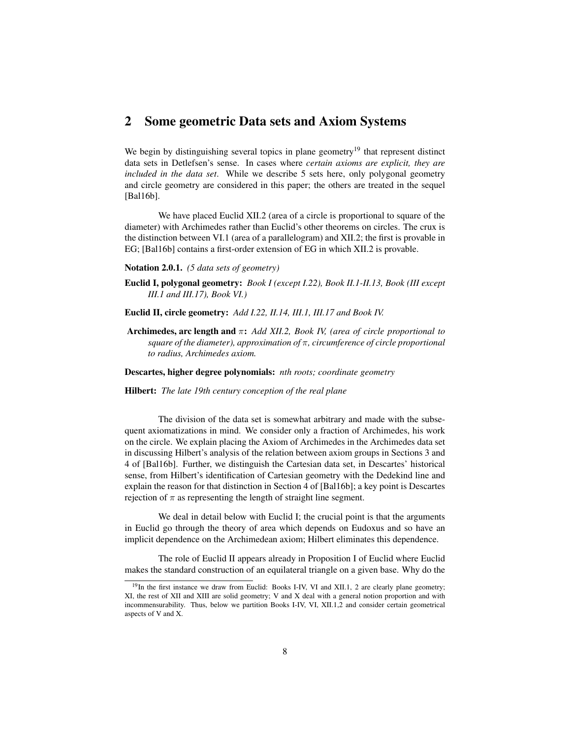## 2 Some geometric Data sets and Axiom Systems

We begin by distinguishing several topics in plane geometry[19] that represent distinct data sets in Detlefsen's sense. In cases where *certain axioms are explicit, they are included in the data set*. While we describe 5 sets here, only polygonal geometry and circle geometry are considered in this paper; the others are treated in the sequel [Bal16b].

We have placed Euclid XII.2 (area of a circle is proportional to square of the diameter) with Archimedes rather than Euclid's other theorems on circles. The crux is the distinction between VI.1 (area of a parallelogram) and XII.2; the first is provable in EG; [Bal16b] contains a first-order extension of EG in which XII.2 is provable.

**Notation 2.0.1.** *(5 data sets of geometry)*

**Euclid I, polygonal geometry:** *Book I (except I.22), Book II.1-II.13, Book (III except III.1 and III.17), Book VI.)*

**Euclid II, circle geometry:** *Add I.22, II.14, III.1, III.17 and Book IV.*

**Archimedes, arc length and $\pi$:** *Add XII.2, Book IV, (area of circle proportional to square of the diameter), approximation of $\pi$, circumference of circle proportional to radius, Archimedes axiom.*

**Descartes, higher degree polynomials:** *nth roots; coordinate geometry*

**Hilbert:** *The late 19th century conception of the real plane*

The division of the data set is somewhat arbitrary and made with the subsequent axiomatizations in mind. We consider only a fraction of Archimedes, his work on the circle. We explain placing the Axiom of Archimedes in the Archimedes data set in discussing Hilbert's analysis of the relation between axiom groups in Sections 3 and 4 of [Bal16b]. Further, we distinguish the Cartesian data set, in Descartes' historical sense, from Hilbert's identification of Cartesian geometry with the Dedekind line and explain the reason for that distinction in Section 4 of [Bal16b]; a key point is Descartes rejection of $\pi$ as representing the length of straight line segment.

We deal in detail below with Euclid I; the crucial point is that the arguments in Euclid go through the theory of area which depends on Eudoxus and so have an implicit dependence on the Archimedean axiom; Hilbert eliminates this dependence.

The role of Euclid II appears already in Proposition I of Euclid where Euclid makes the standard construction of an equilateral triangle on a given base. Why do the

[19] In the first instance we draw from Euclid: Books I-IV, VI and XII.1, 2 are clearly plane geometry; XI, the rest of XII and XIII are solid geometry; V and X deal with a general notion proportion and with incommensurability. Thus, below we partition Books I-IV, VI, XII.1,2 and consider certain geometrical aspects of V and X.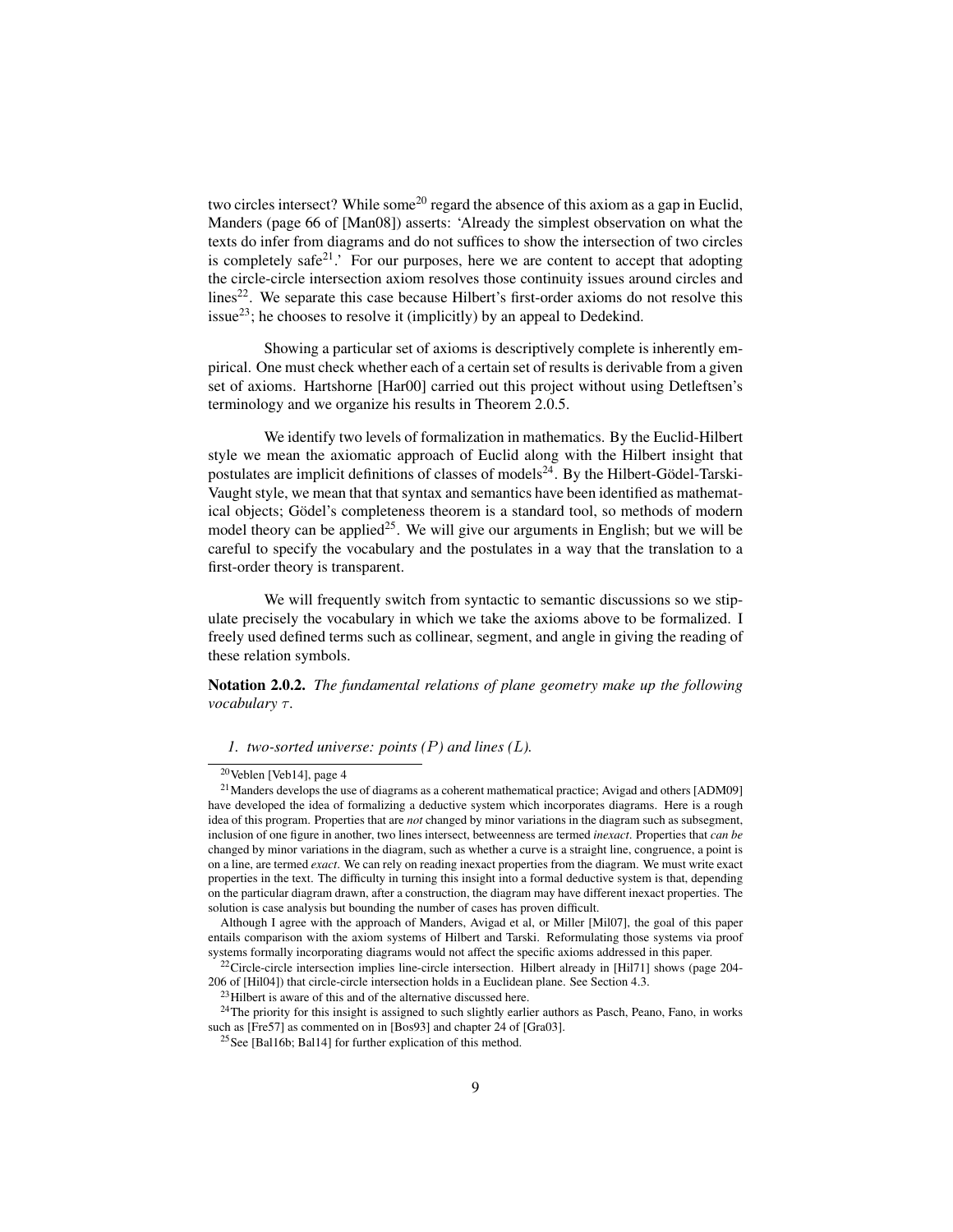two circles intersect? While some[20] regard the absence of this axiom as a gap in Euclid, Manders (page 66 of [Man08]) asserts: 'Already the simplest observation on what the texts do infer from diagrams and do not suffices to show the intersection of two circles is completely safe[21].' For our purposes, here we are content to accept that adopting the circle-circle intersection axiom resolves those continuity issues around circles and lines[22]. We separate this case because Hilbert's first-order axioms do not resolve this issue[23]; he chooses to resolve it (implicitly) by an appeal to Dedekind.

Showing a particular set of axioms is descriptively complete is inherently empirical. One must check whether each of a certain set of results is derivable from a given set of axioms. Hartshorne [Har00] carried out this project without using Detleftsen's terminology and we organize his results in Theorem 2.0.5.

We identify two levels of formalization in mathematics. By the Euclid-Hilbert style we mean the axiomatic approach of Euclid along with the Hilbert insight that postulates are implicit definitions of classes of models[24]. By the Hilbert-Gödel-Tarski-Vaught style, we mean that that syntax and semantics have been identified as mathematical objects; Gödel's completeness theorem is a standard tool, so methods of modern model theory can be applied[25]. We will give our arguments in English; but we will be careful to specify the vocabulary and the postulates in a way that the translation to a first-order theory is transparent.

We will frequently switch from syntactic to semantic discussions so we stipulate precisely the vocabulary in which we take the axioms above to be formalized. I freely used defined terms such as collinear, segment, and angle in giving the reading of these relation symbols.

**Notation 2.0.2.** *The fundamental relations of plane geometry make up the following vocabulary $\tau$.*

1. *two-sorted universe: points ($P$) and lines ($L$).*

---

[20] Veblen [Veb14], page 4

[21] Manders develops the use of diagrams as a coherent mathematical practice; Avigad and others [ADM09] have developed the idea of formalizing a deductive system which incorporates diagrams. Here is a rough idea of this program. Properties that are *not* changed by minor variations in the diagram such as subsegment, inclusion of one figure in another, two lines intersect, betweenness are termed *inexact*. Properties that *can be* changed by minor variations in the diagram, such as whether a curve is a straight line, congruence, a point is on a line, are termed *exact*. We can rely on reading inexact properties from the diagram. We must write exact properties in the text. The difficulty in turning this insight into a formal deductive system is that, depending on the particular diagram drawn, after a construction, the diagram may have different inexact properties. The solution is case analysis but bounding the number of cases has proven difficult.

Although I agree with the approach of Manders, Avigad et al, or Miller [Mil07], the goal of this paper entails comparison with the axiom systems of Hilbert and Tarski. Reformulating those systems via proof systems formally incorporating diagrams would not affect the specific axioms addressed in this paper.

[22] Circle-circle intersection implies line-circle intersection. Hilbert already in [Hil71] shows (page 204-206 of [Hil04]) that circle-circle intersection holds in a Euclidean plane. See Section 4.3.

[23] Hilbert is aware of this and of the alternative discussed here.

[24] The priority for this insight is assigned to such slightly earlier authors as Pasch, Peano, Fano, in works such as [Fre57] as commented on in [Bos93] and chapter 24 of [Gra03].

[25] See [Bal16b; Bal14] for further explication of this method.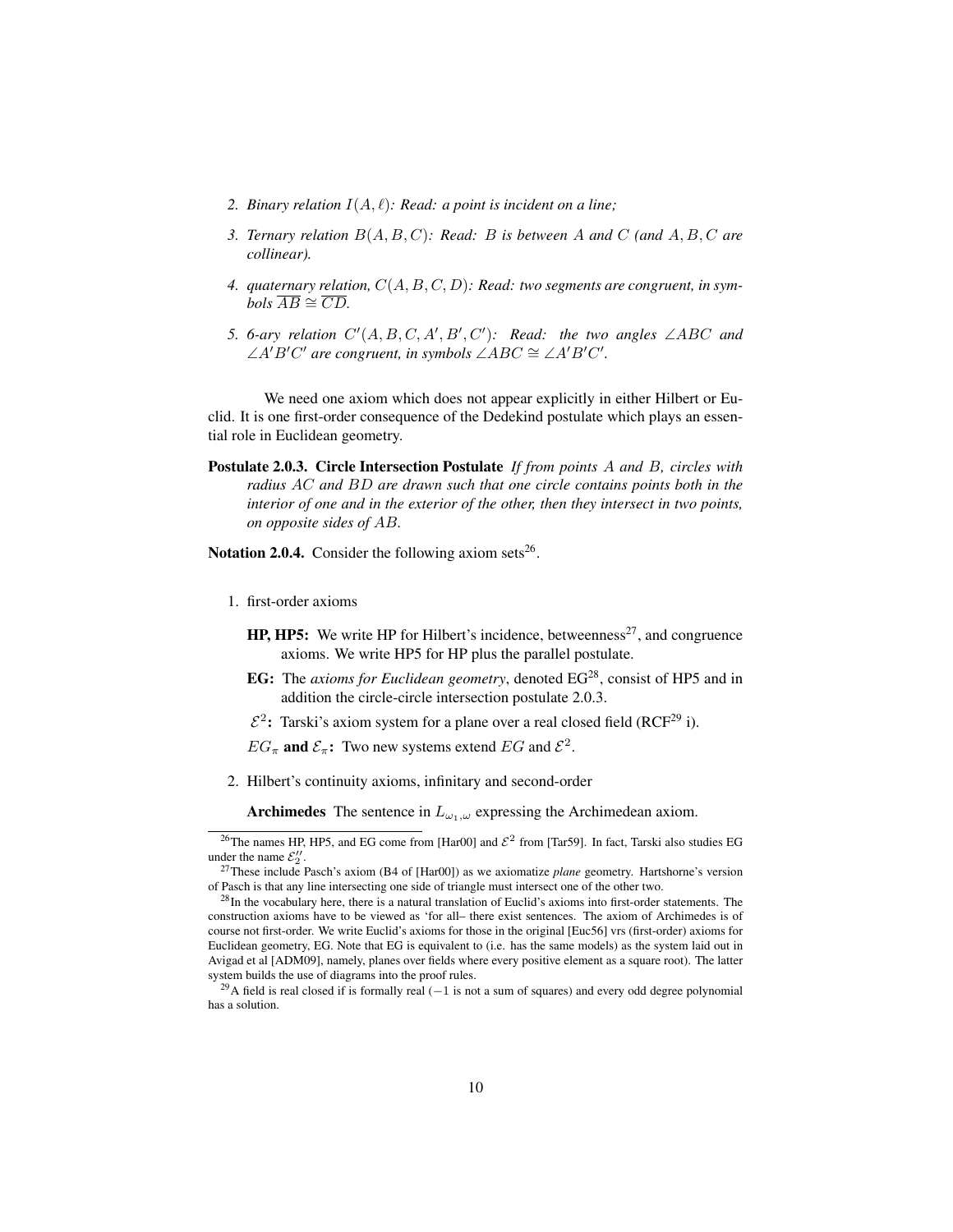2. *Binary relation $I(A, \ell)$: Read: a point is incident on a line;*

3. *Ternary relation $B(A, B, C)$: Read: $B$ is between $A$ and $C$ (and $A, B, C$ are collinear).*

4. *quaternary relation, $C(A, B, C, D)$: Read: two segments are congruent, in symbols $\overline{AB} \cong \overline{CD}$.*

5. *6-ary relation $C'(A, B, C, A', B', C')$: Read: the two angles $\angle ABC$ and $\angle A'B'C'$ are congruent, in symbols $\angle ABC \cong \angle A'B'C'$.*

We need one axiom which does not appear explicitly in either Hilbert or Euclid. It is one first-order consequence of the Dedekind postulate which plays an essential role in Euclidean geometry.

**Postulate 2.0.3. Circle Intersection Postulate** *If from points $A$ and $B$, circles with radius $AC$ and $BD$ are drawn such that one circle contains points both in the interior of one and in the exterior of the other, then they intersect in two points, on opposite sides of $AB$.*

**Notation 2.0.4.** Consider the following axiom sets[26].

1. first-order axioms

   **HP, HP5:** We write HP for Hilbert's incidence, betweenness[27], and congruence axioms. We write HP5 for HP plus the parallel postulate.

   **EG:** The *axioms for Euclidean geometry*, denoted EG[28], consist of HP5 and in addition the circle-circle intersection postulate 2.0.3.

   **$\mathcal{E}^2$:** Tarski's axiom system for a plane over a real closed field (RCF[29] i).

   **$EG_\pi$ and $\mathcal{E}_\pi$:** Two new systems extend $EG$ and $\mathcal{E}^2$.

2. Hilbert's continuity axioms, infinitary and second-order

   **Archimedes** The sentence in $L_{\omega_1,\omega}$ expressing the Archimedean axiom.

---

[26] The names HP, HP5, and EG come from [Har00] and $\mathcal{E}^2$ from [Tar59]. In fact, Tarski also studies EG under the name $\mathcal{E}_2''$.

[27] These include Pasch's axiom (B4 of [Har00]) as we axiomatize *plane* geometry. Hartshorne's version of Pasch is that any line intersecting one side of triangle must intersect one of the other two.

[28] In the vocabulary here, there is a natural translation of Euclid's axioms into first-order statements. The construction axioms have to be viewed as 'for all– there exist sentences. The axiom of Archimedes is of course not first-order. We write Euclid's axioms for those in the original [Euc56] vrs (first-order) axioms for Euclidean geometry, EG. Note that EG is equivalent to (i.e. has the same models) as the system laid out in Avigad et al [ADM09], namely, planes over fields where every positive element as a square root). The latter system builds the use of diagrams into the proof rules.

[29] A field is real closed if is formally real ($-1$ is not a sum of squares) and every odd degree polynomial has a solution.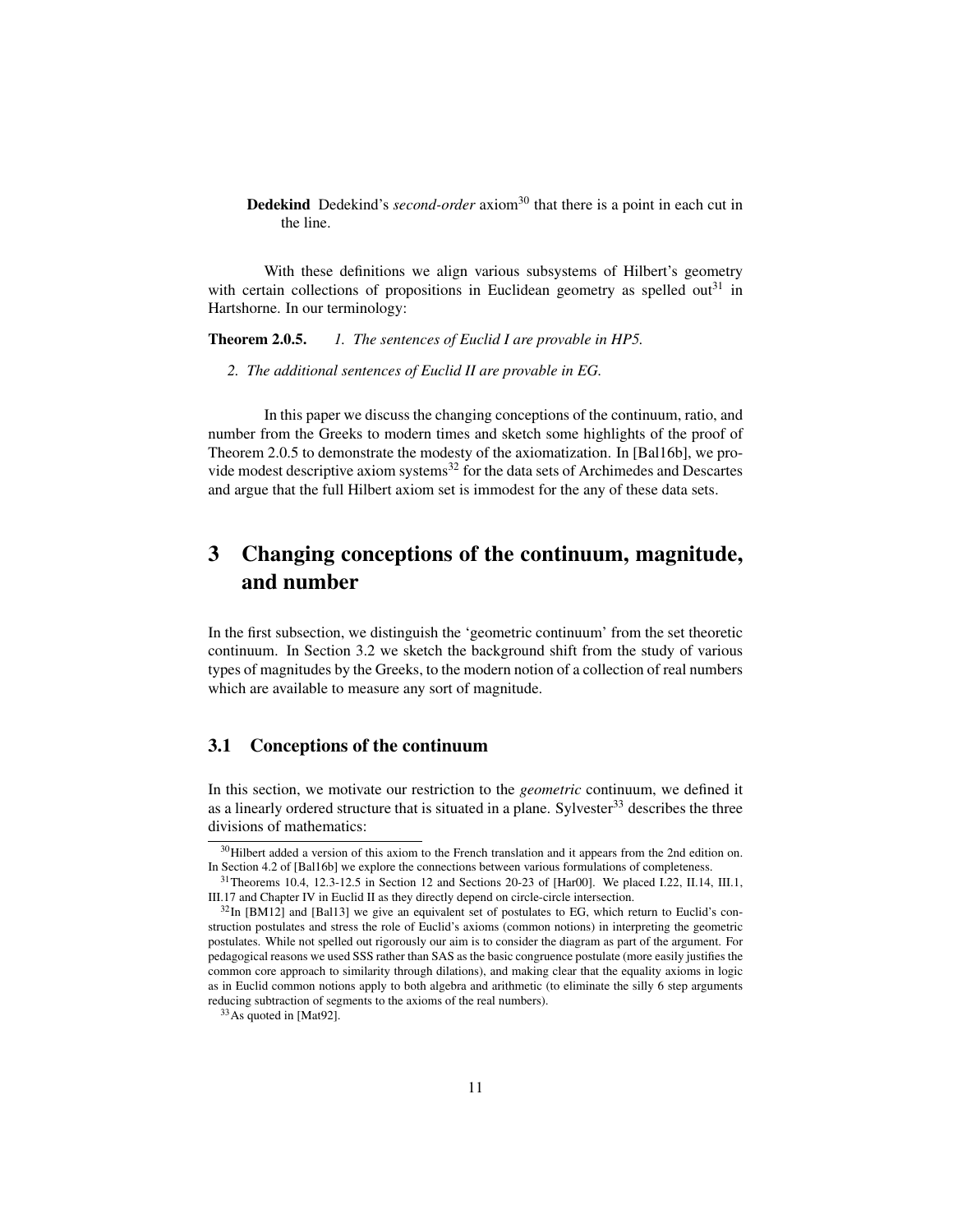**Dedekind** Dedekind's *second-order* axiom[30] that there is a point in each cut in the line.

With these definitions we align various subsystems of Hilbert's geometry with certain collections of propositions in Euclidean geometry as spelled out[31] in Hartshorne. In our terminology:

**Theorem 2.0.5.** *1. The sentences of Euclid I are provable in HP5.*

*2. The additional sentences of Euclid II are provable in EG.*

In this paper we discuss the changing conceptions of the continuum, ratio, and number from the Greeks to modern times and sketch some highlights of the proof of Theorem 2.0.5 to demonstrate the modesty of the axiomatization. In [Bal16b], we provide modest descriptive axiom systems[32] for the data sets of Archimedes and Descartes and argue that the full Hilbert axiom set is immodest for the any of these data sets.

# 3 Changing conceptions of the continuum, magnitude, and number

In the first subsection, we distinguish the 'geometric continuum' from the set theoretic continuum. In Section 3.2 we sketch the background shift from the study of various types of magnitudes by the Greeks, to the modern notion of a collection of real numbers which are available to measure any sort of magnitude.

## 3.1 Conceptions of the continuum

In this section, we motivate our restriction to the *geometric* continuum, we defined it as a linearly ordered structure that is situated in a plane. Sylvester[33] describes the three divisions of mathematics:

---

[30] Hilbert added a version of this axiom to the French translation and it appears from the 2nd edition on. In Section 4.2 of [Bal16b] we explore the connections between various formulations of completeness.

[31] Theorems 10.4, 12.3-12.5 in Section 12 and Sections 20-23 of [Har00]. We placed I.22, II.14, III.1, III.17 and Chapter IV in Euclid II as they directly depend on circle-circle intersection.

[32] In [BM12] and [Bal13] we give an equivalent set of postulates to EG, which return to Euclid's construction postulates and stress the role of Euclid's axioms (common notions) in interpreting the geometric postulates. While not spelled out rigorously our aim is to consider the diagram as part of the argument. For pedagogical reasons we used SSS rather than SAS as the basic congruence postulate (more easily justifies the common core approach to similarity through dilations), and making clear that the equality axioms in logic as in Euclid common notions apply to both algebra and arithmetic (to eliminate the silly 6 step arguments reducing subtraction of segments to the axioms of the real numbers).

[33] As quoted in [Mat92].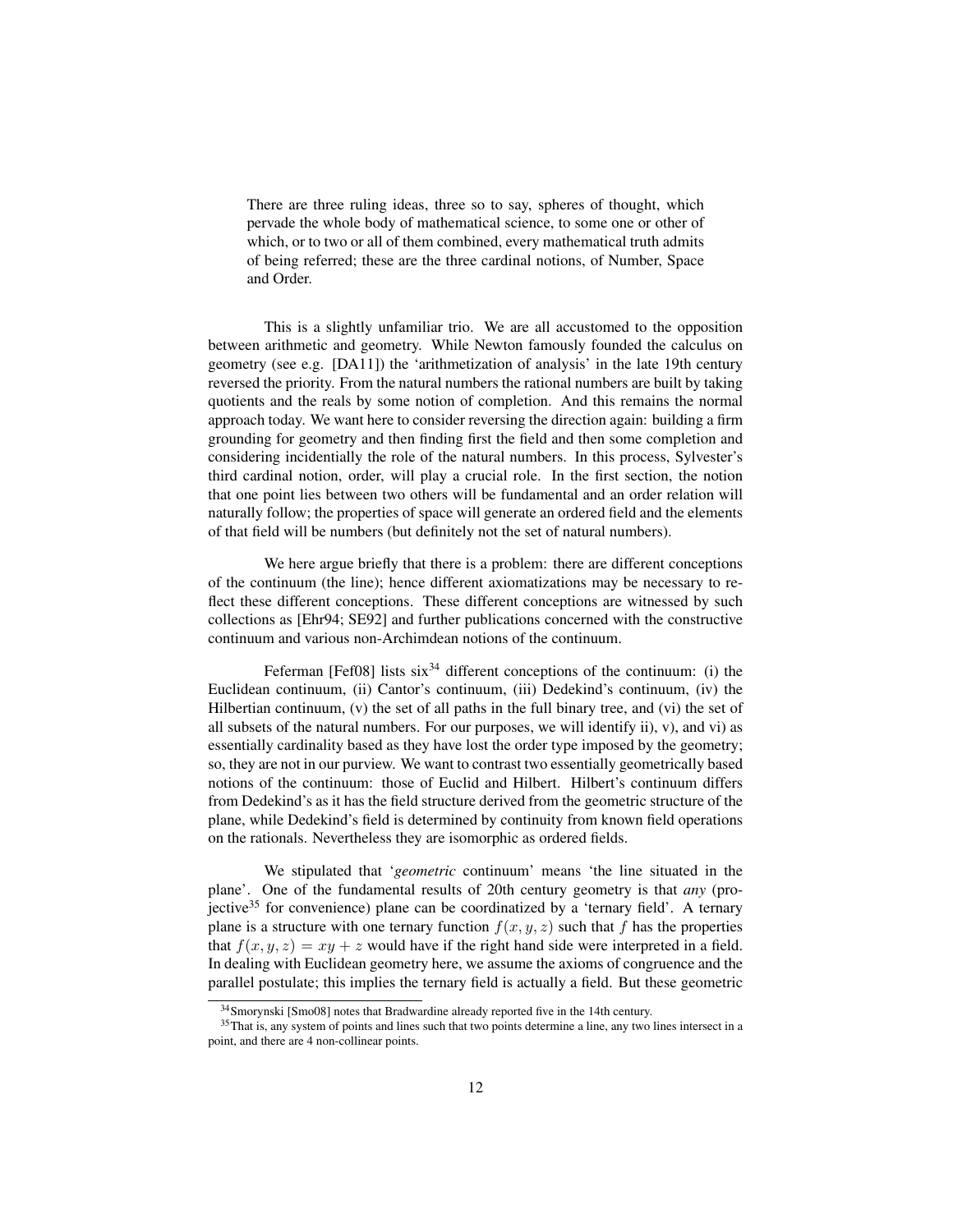> There are three ruling ideas, three so to say, spheres of thought, which pervade the whole body of mathematical science, to some one or other of which, or to two or all of them combined, every mathematical truth admits of being referred; these are the three cardinal notions, of Number, Space and Order.

This is a slightly unfamiliar trio. We are all accustomed to the opposition between arithmetic and geometry. While Newton famously founded the calculus on geometry (see e.g. [DA11]) the 'arithmetization of analysis' in the late 19th century reversed the priority. From the natural numbers the rational numbers are built by taking quotients and the reals by some notion of completion. And this remains the normal approach today. We want here to consider reversing the direction again: building a firm grounding for geometry and then finding first the field and then some completion and considering incidentially the role of the natural numbers. In this process, Sylvester's third cardinal notion, order, will play a crucial role. In the first section, the notion that one point lies between two others will be fundamental and an order relation will naturally follow; the properties of space will generate an ordered field and the elements of that field will be numbers (but definitely not the set of natural numbers).

We here argue briefly that there is a problem: there are different conceptions of the continuum (the line); hence different axiomatizations may be necessary to reflect these different conceptions. These different conceptions are witnessed by such collections as [Ehr94; SE92] and further publications concerned with the constructive continuum and various non-Archimdean notions of the continuum.

Feferman [Fef08] lists six[34] different conceptions of the continuum: (i) the Euclidean continuum, (ii) Cantor's continuum, (iii) Dedekind's continuum, (iv) the Hilbertian continuum, (v) the set of all paths in the full binary tree, and (vi) the set of all subsets of the natural numbers. For our purposes, we will identify ii), v), and vi) as essentially cardinality based as they have lost the order type imposed by the geometry; so, they are not in our purview. We want to contrast two essentially geometrically based notions of the continuum: those of Euclid and Hilbert. Hilbert's continuum differs from Dedekind's as it has the field structure derived from the geometric structure of the plane, while Dedekind's field is determined by continuity from known field operations on the rationals. Nevertheless they are isomorphic as ordered fields.

We stipulated that '*geometric* continuum' means 'the line situated in the plane'. One of the fundamental results of 20th century geometry is that *any* (projective[35] for convenience) plane can be coordinatized by a 'ternary field'. A ternary plane is a structure with one ternary function $f(x, y, z)$ such that $f$ has the properties that $f(x, y, z) = xy + z$ would have if the right hand side were interpreted in a field. In dealing with Euclidean geometry here, we assume the axioms of congruence and the parallel postulate; this implies the ternary field is actually a field. But these geometric

[34] Smorynski [Smo08] notes that Bradwardine already reported five in the 14th century.

[35] That is, any system of points and lines such that two points determine a line, any two lines intersect in a point, and there are 4 non-collinear points.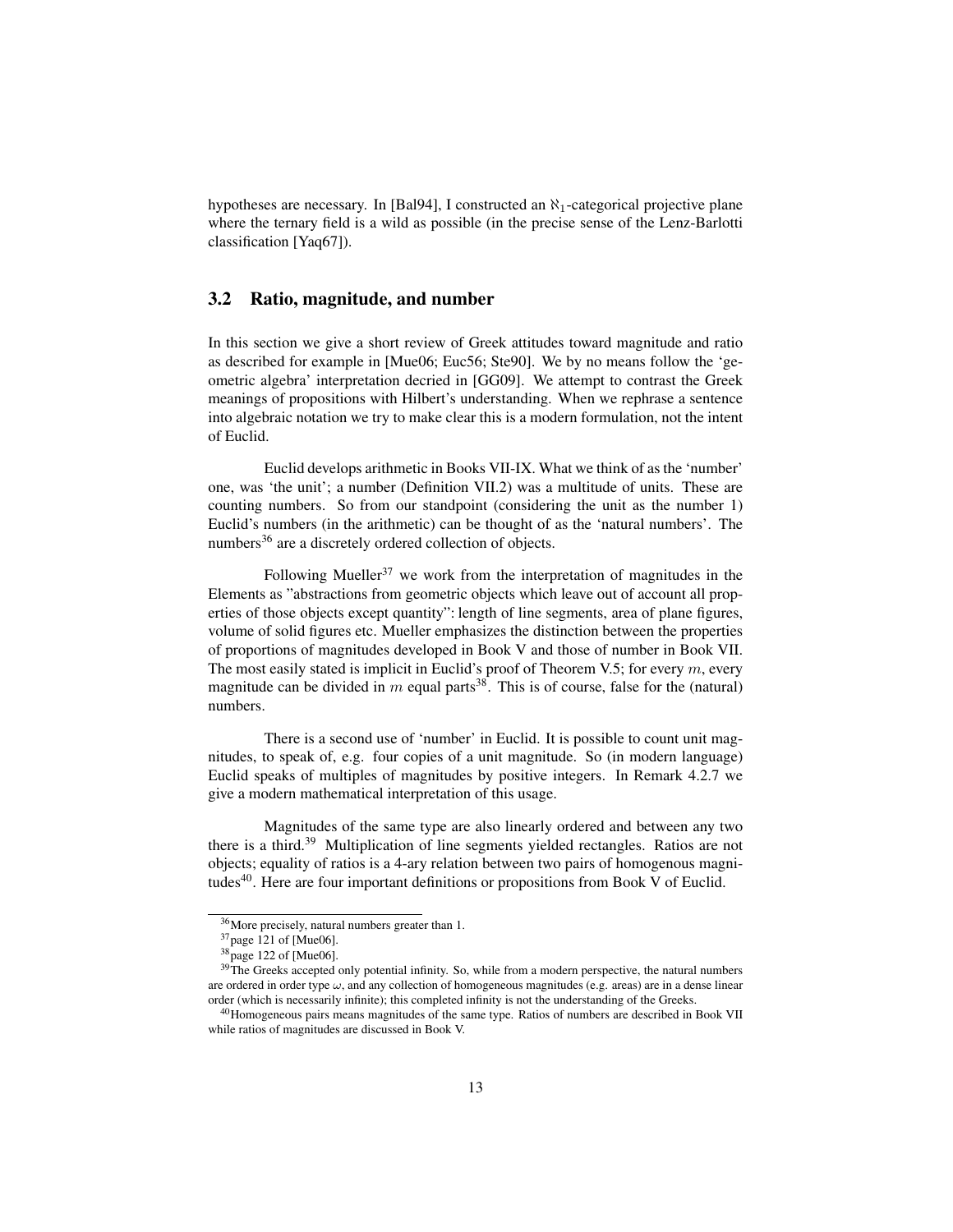hypotheses are necessary. In [Bal94], I constructed an $\aleph_1$-categorical projective plane where the ternary field is a wild as possible (in the precise sense of the Lenz-Barlotti classification [Yaq67]).

### 3.2 Ratio, magnitude, and number

In this section we give a short review of Greek attitudes toward magnitude and ratio as described for example in [Mue06; Euc56; Ste90]. We by no means follow the 'geometric algebra' interpretation decried in [GG09]. We attempt to contrast the Greek meanings of propositions with Hilbert's understanding. When we rephrase a sentence into algebraic notation we try to make clear this is a modern formulation, not the intent of Euclid.

Euclid develops arithmetic in Books VII-IX. What we think of as the 'number' one, was 'the unit'; a number (Definition VII.2) was a multitude of units. These are counting numbers. So from our standpoint (considering the unit as the number 1) Euclid's numbers (in the arithmetic) can be thought of as the 'natural numbers'. The numbers[36] are a discretely ordered collection of objects.

Following Mueller[37] we work from the interpretation of magnitudes in the Elements as "abstractions from geometric objects which leave out of account all properties of those objects except quantity": length of line segments, area of plane figures, volume of solid figures etc. Mueller emphasizes the distinction between the properties of proportions of magnitudes developed in Book V and those of number in Book VII. The most easily stated is implicit in Euclid's proof of Theorem V.5; for every $m$, every magnitude can be divided in $m$ equal parts[38]. This is of course, false for the (natural) numbers.

There is a second use of 'number' in Euclid. It is possible to count unit magnitudes, to speak of, e.g. four copies of a unit magnitude. So (in modern language) Euclid speaks of multiples of magnitudes by positive integers. In Remark 4.2.7 we give a modern mathematical interpretation of this usage.

Magnitudes of the same type are also linearly ordered and between any two there is a third.[39] Multiplication of line segments yielded rectangles. Ratios are not objects; equality of ratios is a 4-ary relation between two pairs of homogenous magnitudes[40]. Here are four important definitions or propositions from Book V of Euclid.

---

[36] More precisely, natural numbers greater than 1.

[37] page 121 of [Mue06].

[38] page 122 of [Mue06].

[39] The Greeks accepted only potential infinity. So, while from a modern perspective, the natural numbers are ordered in order type $\omega$, and any collection of homogeneous magnitudes (e.g. areas) are in a dense linear order (which is necessarily infinite); this completed infinity is not the understanding of the Greeks.

[40] Homogeneous pairs means magnitudes of the same type. Ratios of numbers are described in Book VII while ratios of magnitudes are discussed in Book V.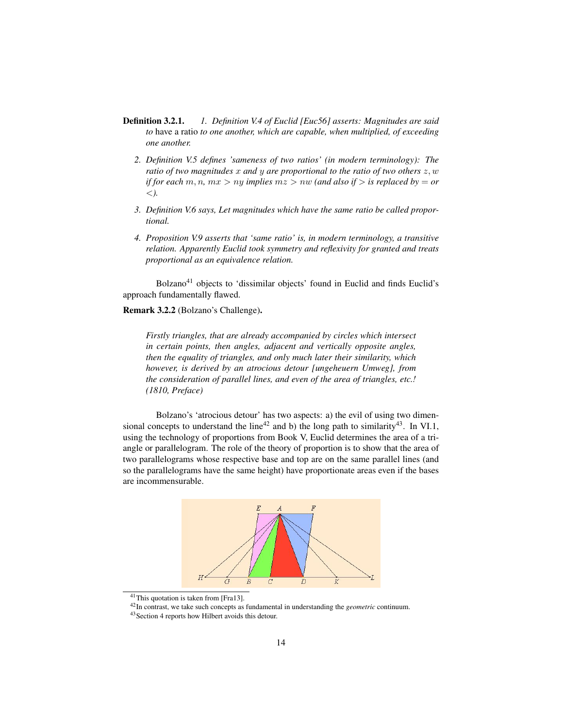**Definition 3.2.1.** *1. Definition V.4 of Euclid [Euc56] asserts: Magnitudes are said to* have a ratio *to one another, which are capable, when multiplied, of exceeding one another.*

*2. Definition V.5 defines 'sameness of two ratios' (in modern terminology): The ratio of two magnitudes $x$ and $y$ are proportional to the ratio of two others $z, w$ if for each $m, n$, $mx > ny$ implies $mz > nw$ (and also if $>$ is replaced by $=$ or $<$).*

*3. Definition V.6 says, Let magnitudes which have the same ratio be called proportional.*

*4. Proposition V.9 asserts that 'same ratio' is, in modern terminology, a transitive relation. Apparently Euclid took symmetry and reflexivity for granted and treats proportional as an equivalence relation.*

Bolzano[41] objects to 'dissimilar objects' found in Euclid and finds Euclid's approach fundamentally flawed.

**Remark 3.2.2** (Bolzano's Challenge)**.**

> *Firstly triangles, that are already accompanied by circles which intersect in certain points, then angles, adjacent and vertically opposite angles, then the equality of triangles, and only much later their similarity, which however, is derived by an atrocious detour [ungeheuern Umweg], from the consideration of parallel lines, and even of the area of triangles, etc.! (1810, Preface)*

Bolzano's 'atrocious detour' has two aspects: a) the evil of using two dimensional concepts to understand the line[42] and b) the long path to similarity[43]. In VI.1, using the technology of proportions from Book V, Euclid determines the area of a triangle or parallelogram. The role of the theory of proportion is to show that the area of two parallelograms whose respective base and top are on the same parallel lines (and so the parallelograms have the same height) have proportionate areas even if the bases are incommensurable.

[41] This quotation is taken from [Fra13].

[42] In contrast, we take such concepts as fundamental in understanding the *geometric* continuum.

[43] Section 4 reports how Hilbert avoids this detour.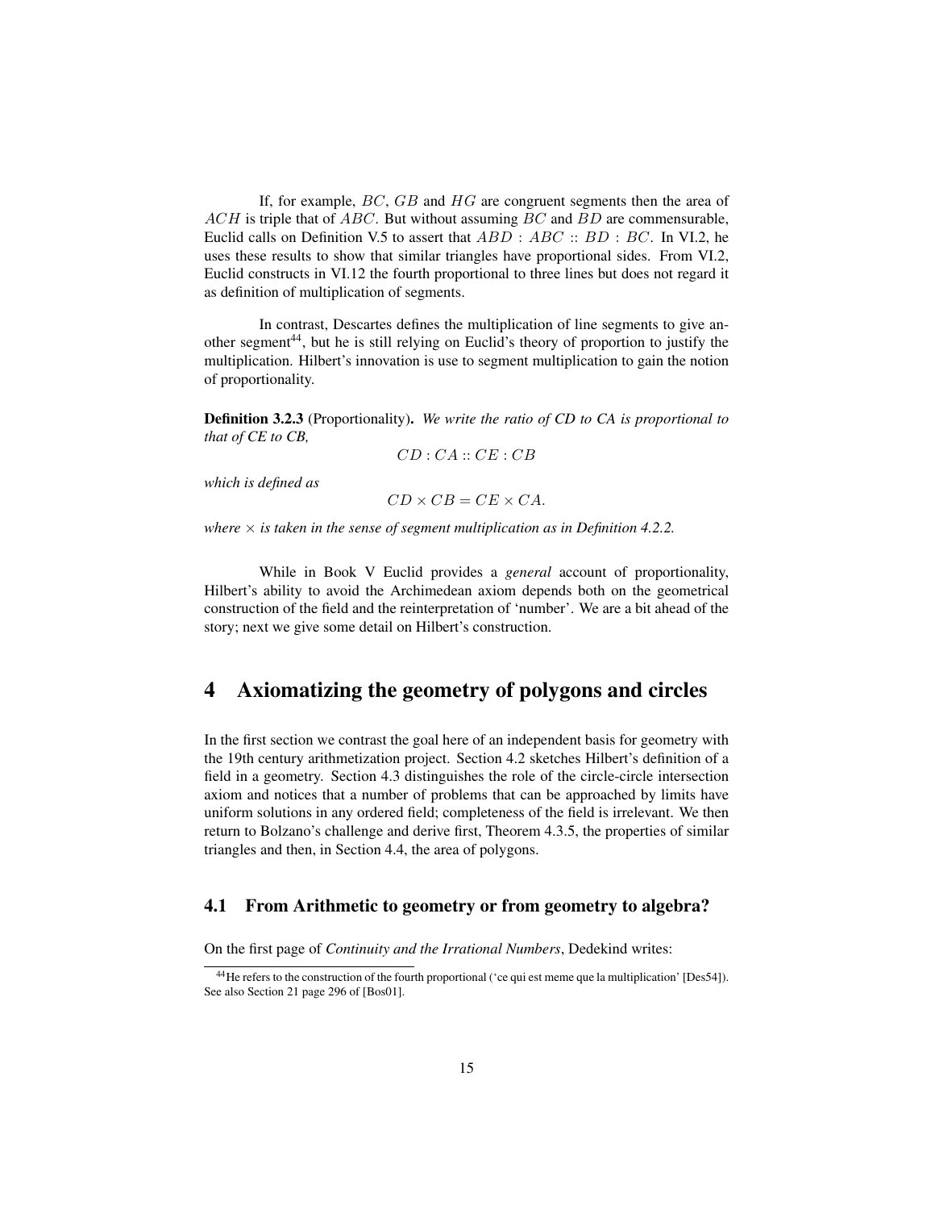If, for example, $BC$, $GB$ and $HG$ are congruent segments then the area of $ACH$ is triple that of $ABC$. But without assuming $BC$ and $BD$ are commensurable, Euclid calls on Definition V.5 to assert that $ABD : ABC :: BD : BC$. In VI.2, he uses these results to show that similar triangles have proportional sides. From VI.2, Euclid constructs in VI.12 the fourth proportional to three lines but does not regard it as definition of multiplication of segments.

In contrast, Descartes defines the multiplication of line segments to give another segment[44], but he is still relying on Euclid's theory of proportion to justify the multiplication. Hilbert's innovation is use to segment multiplication to gain the notion of proportionality.

**Definition 3.2.3** (Proportionality)**.** *We write the ratio of CD to CA is proportional to that of CE to CB,*

$$CD : CA :: CE : CB$$

*which is defined as*

$$CD \times CB = CE \times CA.$$

*where $\times$ is taken in the sense of segment multiplication as in Definition 4.2.2.*

While in Book V Euclid provides a *general* account of proportionality, Hilbert's ability to avoid the Archimedean axiom depends both on the geometrical construction of the field and the reinterpretation of 'number'. We are a bit ahead of the story; next we give some detail on Hilbert's construction.

# 4 Axiomatizing the geometry of polygons and circles

In the first section we contrast the goal here of an independent basis for geometry with the 19th century arithmetization project. Section 4.2 sketches Hilbert's definition of a field in a geometry. Section 4.3 distinguishes the role of the circle-circle intersection axiom and notices that a number of problems that can be approached by limits have uniform solutions in any ordered field; completeness of the field is irrelevant. We then return to Bolzano's challenge and derive first, Theorem 4.3.5, the properties of similar triangles and then, in Section 4.4, the area of polygons.

## 4.1 From Arithmetic to geometry or from geometry to algebra?

On the first page of *Continuity and the Irrational Numbers*, Dedekind writes:

---

[44] He refers to the construction of the fourth proportional ('ce qui est meme que la multiplication' [Des54]). See also Section 21 page 296 of [Bos01].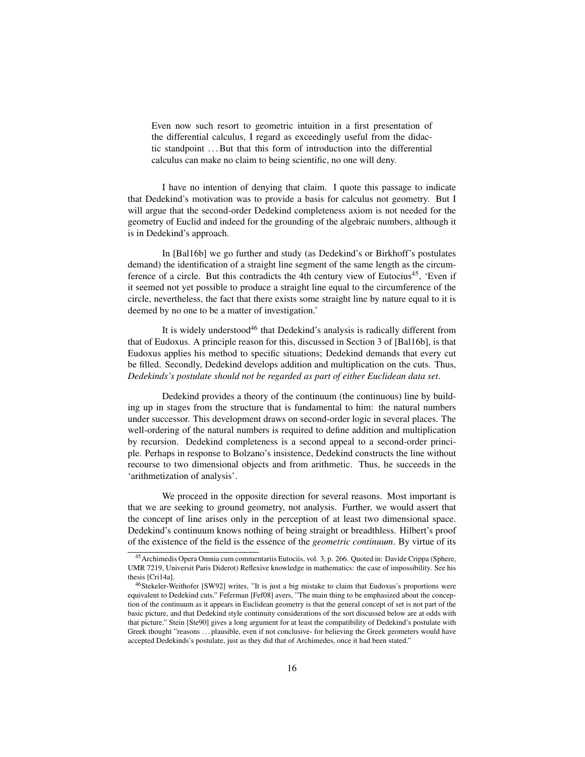> Even now such resort to geometric intuition in a first presentation of the differential calculus, I regard as exceedingly useful from the didactic standpoint . . . But that this form of introduction into the differential calculus can make no claim to being scientific, no one will deny.

I have no intention of denying that claim. I quote this passage to indicate that Dedekind's motivation was to provide a basis for calculus not geometry. But I will argue that the second-order Dedekind completeness axiom is not needed for the geometry of Euclid and indeed for the grounding of the algebraic numbers, although it is in Dedekind's approach.

In [Bal16b] we go further and study (as Dedekind's or Birkhoff's postulates demand) the identification of a straight line segment of the same length as the circumference of a circle. But this contradicts the 4th century view of Eutocius[45], 'Even if it seemed not yet possible to produce a straight line equal to the circumference of the circle, nevertheless, the fact that there exists some straight line by nature equal to it is deemed by no one to be a matter of investigation.'

It is widely understood[46] that Dedekind's analysis is radically different from that of Eudoxus. A principle reason for this, discussed in Section 3 of [Bal16b], is that Eudoxus applies his method to specific situations; Dedekind demands that every cut be filled. Secondly, Dedekind develops addition and multiplication on the cuts. Thus, *Dedekinds's postulate should not be regarded as part of either Euclidean data set*.

Dedekind provides a theory of the continuum (the continuous) line by building up in stages from the structure that is fundamental to him: the natural numbers under successor. This development draws on second-order logic in several places. The well-ordering of the natural numbers is required to define addition and multiplication by recursion. Dedekind completeness is a second appeal to a second-order principle. Perhaps in response to Bolzano's insistence, Dedekind constructs the line without recourse to two dimensional objects and from arithmetic. Thus, he succeeds in the 'arithmetization of analysis'.

We proceed in the opposite direction for several reasons. Most important is that we are seeking to ground geometry, not analysis. Further, we would assert that the concept of line arises only in the perception of at least two dimensional space. Dedekind's continuum knows nothing of being straight or breadthless. Hilbert's proof of the existence of the field is the essence of the *geometric continuum*. By virtue of its

[45] Archimedis Opera Omnia cum commentariis Eutociis, vol. 3, p. 266. Quoted in: Davide Crippa (Sphere, UMR 7219, Universit Paris Diderot) Reflexive knowledge in mathematics: the case of impossibility. See his thesis [Cri14a].

[46] Stekeler-Weithofer [SW92] writes, "It is just a big mistake to claim that Eudoxus's proportions were equivalent to Dedekind cuts." Feferman [Fef08] avers, "The main thing to be emphasized about the conception of the continuum as it appears in Euclidean geometry is that the general concept of set is not part of the basic picture, and that Dedekind style continuity considerations of the sort discussed below are at odds with that picture." Stein [Ste90] gives a long argument for at least the compatibility of Dedekind's postulate with Greek thought "reasons . . . plausible, even if not conclusive- for believing the Greek geometers would have accepted Dedekinds's postulate, just as they did that of Archimedes, once it had been stated."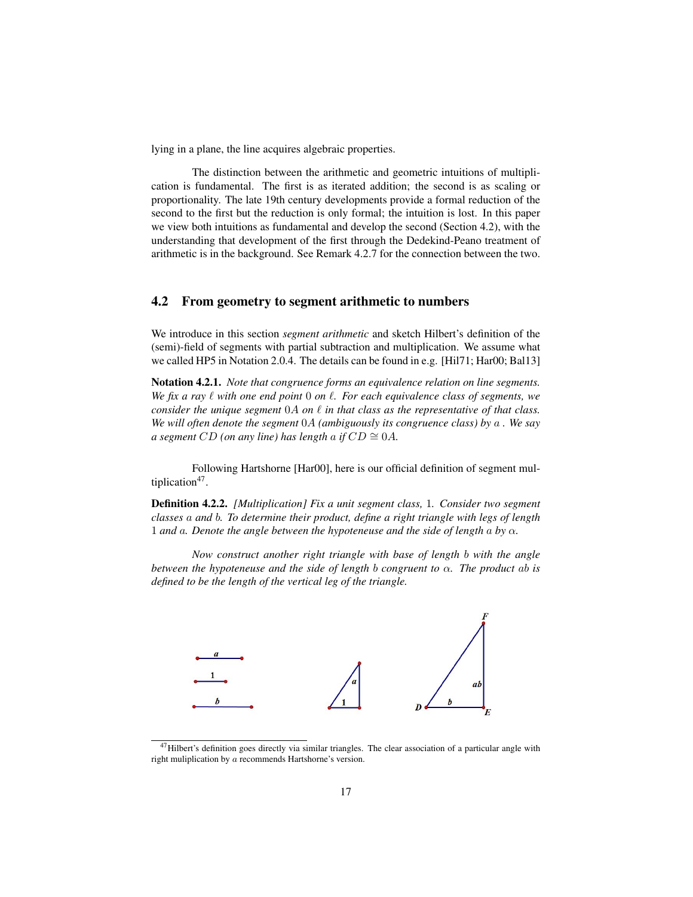lying in a plane, the line acquires algebraic properties.

The distinction between the arithmetic and geometric intuitions of multiplication is fundamental. The first is as iterated addition; the second is as scaling or proportionality. The late 19th century developments provide a formal reduction of the second to the first but the reduction is only formal; the intuition is lost. In this paper we view both intuitions as fundamental and develop the second (Section 4.2), with the understanding that development of the first through the Dedekind-Peano treatment of arithmetic is in the background. See Remark 4.2.7 for the connection between the two.

## 4.2 From geometry to segment arithmetic to numbers

We introduce in this section *segment arithmetic* and sketch Hilbert's definition of the (semi)-field of segments with partial subtraction and multiplication. We assume what we called HP5 in Notation 2.0.4. The details can be found in e.g. [Hil71; Har00; Bal13]

**Notation 4.2.1.** *Note that congruence forms an equivalence relation on line segments. We fix a ray $\ell$ with one end point $0$ on $\ell$. For each equivalence class of segments, we consider the unique segment $0A$ on $\ell$ in that class as the representative of that class. We will often denote the segment $0A$ (ambiguously its congruence class) by $a$ . We say a segment $CD$ (on any line) has length $a$ if $CD \cong 0A$.*

Following Hartshorne [Har00], here is our official definition of segment multiplication[47].

**Definition 4.2.2.** *[Multiplication] Fix a unit segment class, $1$. Consider two segment classes $a$ and $b$. To determine their product, define a right triangle with legs of length $1$ and $a$. Denote the angle between the hypoteneuse and the side of length $a$ by $\alpha$.*

*Now construct another right triangle with base of length $b$ with the angle between the hypoteneuse and the side of length $b$ congruent to $\alpha$. The product $ab$ is defined to be the length of the vertical leg of the triangle.*

[47] Hilbert's definition goes directly via similar triangles. The clear association of a particular angle with right muliplication by $a$ recommends Hartshorne's version.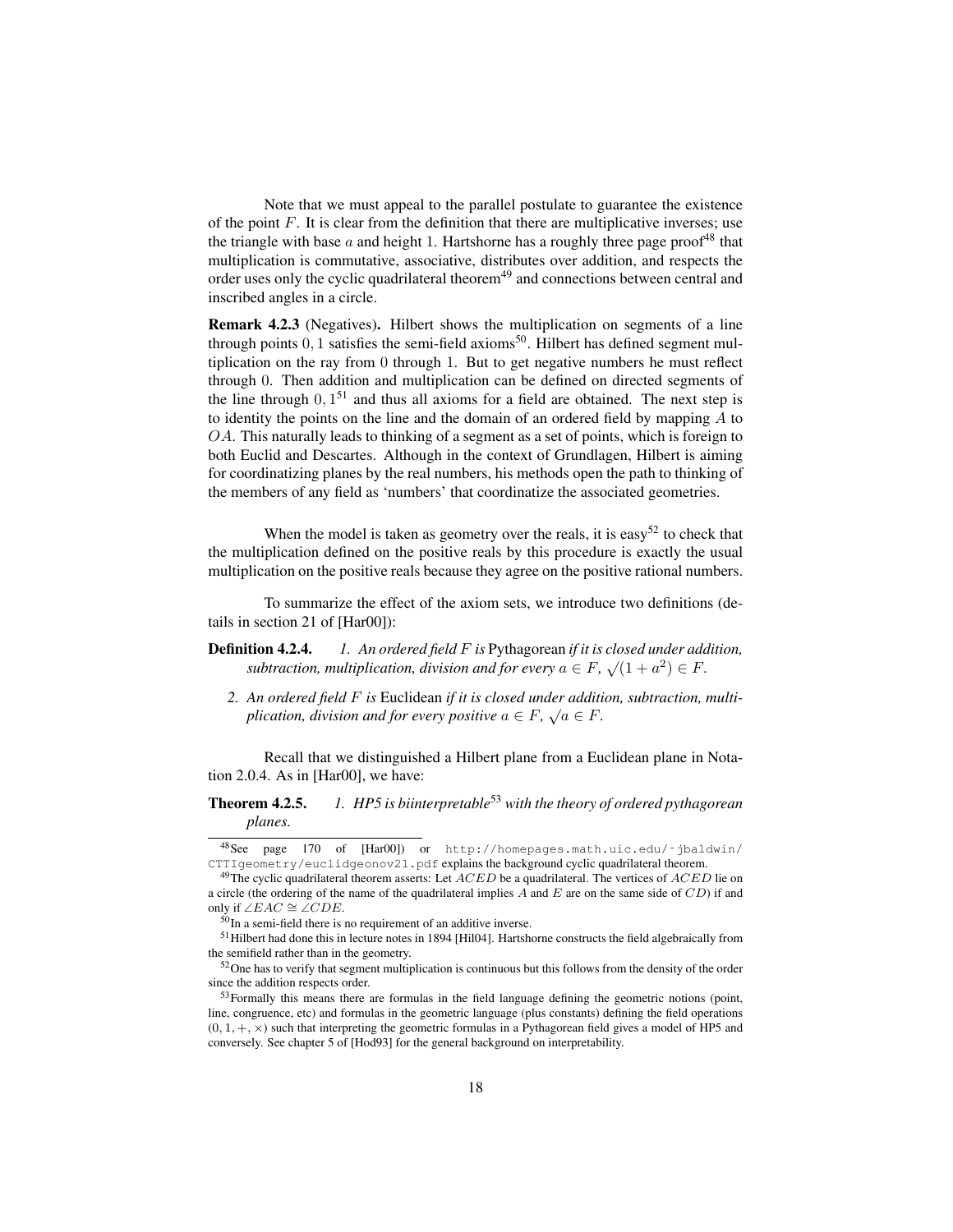Note that we must appeal to the parallel postulate to guarantee the existence of the point $F$. It is clear from the definition that there are multiplicative inverses; use the triangle with base $a$ and height 1. Hartshorne has a roughly three page proof[48] that multiplication is commutative, associative, distributes over addition, and respects the order uses only the cyclic quadrilateral theorem[49] and connections between central and inscribed angles in a circle.

**Remark 4.2.3** (Negatives). Hilbert shows the multiplication on segments of a line through points $0, 1$ satisfies the semi-field axioms[50]. Hilbert has defined segment multiplication on the ray from 0 through 1. But to get negative numbers he must reflect through 0. Then addition and multiplication can be defined on directed segments of the line through $0, 1$[51] and thus all axioms for a field are obtained. The next step is to identity the points on the line and the domain of an ordered field by mapping $A$ to $OA$. This naturally leads to thinking of a segment as a set of points, which is foreign to both Euclid and Descartes. Although in the context of Grundlagen, Hilbert is aiming for coordinatizing planes by the real numbers, his methods open the path to thinking of the members of any field as 'numbers' that coordinatize the associated geometries.

When the model is taken as geometry over the reals, it is easy[52] to check that the multiplication defined on the positive reals by this procedure is exactly the usual multiplication on the positive reals because they agree on the positive rational numbers.

To summarize the effect of the axiom sets, we introduce two definitions (details in section 21 of [Har00]):

**Definition 4.2.4.**
1. *An ordered field $F$ is* Pythagorean *if it is closed under addition, subtraction, multiplication, division and for every $a \in F$, $\sqrt{(1+a^2)} \in F$.*
2. *An ordered field $F$ is* Euclidean *if it is closed under addition, subtraction, multiplication, division and for every positive $a \in F$, $\sqrt{a} \in F$.*

Recall that we distinguished a Hilbert plane from a Euclidean plane in Notation 2.0.4. As in [Har00], we have:

**Theorem 4.2.5.**
1. *HP5 is biinterpretable[53] with the theory of ordered pythagorean planes.*

---

[48] See page 170 of [Har00]) or http://homepages.math.uic.edu/~jbaldwin/CTTIgeometry/euclidgeonov21.pdf explains the background cyclic quadrilateral theorem.

[49] The cyclic quadrilateral theorem asserts: Let $ACED$ be a quadrilateral. The vertices of $ACED$ lie on a circle (the ordering of the name of the quadrilateral implies $A$ and $E$ are on the same side of $CD$) if and only if $\angle EAC \cong \angle CDE$.

[50] In a semi-field there is no requirement of an additive inverse.

[51] Hilbert had done this in lecture notes in 1894 [Hil04]. Hartshorne constructs the field algebraically from the semifield rather than in the geometry.

[52] One has to verify that segment multiplication is continuous but this follows from the density of the order since the addition respects order.

[53] Formally this means there are formulas in the field language defining the geometric notions (point, line, congruence, etc) and formulas in the geometric language (plus constants) defining the field operations $(0, 1, +, \times)$ such that interpreting the geometric formulas in a Pythagorean field gives a model of HP5 and conversely. See chapter 5 of [Hod93] for the general background on interpretability.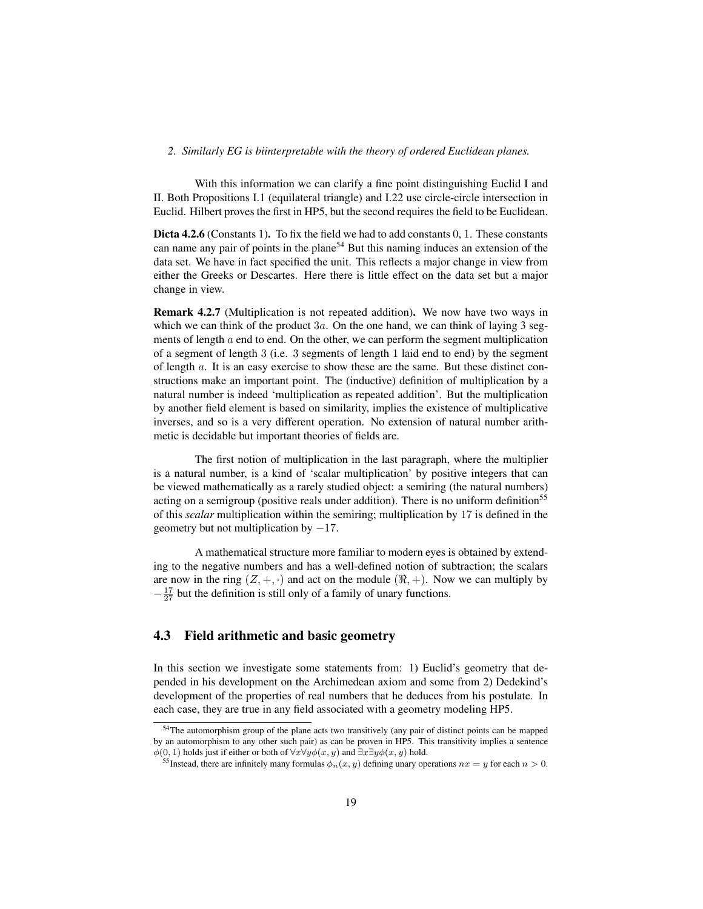*2. Similarly EG is biinterpretable with the theory of ordered Euclidean planes.*

With this information we can clarify a fine point distinguishing Euclid I and II. Both Propositions I.1 (equilateral triangle) and I.22 use circle-circle intersection in Euclid. Hilbert proves the first in HP5, but the second requires the field to be Euclidean.

**Dicta 4.2.6** (Constants 1)**.** To fix the field we had to add constants 0, 1. These constants can name any pair of points in the plane[54] But this naming induces an extension of the data set. We have in fact specified the unit. This reflects a major change in view from either the Greeks or Descartes. Here there is little effect on the data set but a major change in view.

**Remark 4.2.7** (Multiplication is not repeated addition)**.** We now have two ways in which we can think of the product $3a$. On the one hand, we can think of laying 3 segments of length $a$ end to end. On the other, we can perform the segment multiplication of a segment of length 3 (i.e. 3 segments of length 1 laid end to end) by the segment of length $a$. It is an easy exercise to show these are the same. But these distinct constructions make an important point. The (inductive) definition of multiplication by a natural number is indeed 'multiplication as repeated addition'. But the multiplication by another field element is based on similarity, implies the existence of multiplicative inverses, and so is a very different operation. No extension of natural number arithmetic is decidable but important theories of fields are.

The first notion of multiplication in the last paragraph, where the multiplier is a natural number, is a kind of 'scalar multiplication' by positive integers that can be viewed mathematically as a rarely studied object: a semiring (the natural numbers) acting on a semigroup (positive reals under addition). There is no uniform definition[55] of this *scalar* multiplication within the semiring; multiplication by 17 is defined in the geometry but not multiplication by $-17$.

A mathematical structure more familiar to modern eyes is obtained by extending to the negative numbers and has a well-defined notion of subtraction; the scalars are now in the ring $(Z, +, \cdot)$ and act on the module $(\Re, +)$. Now we can multiply by $-\frac{17}{27}$ but the definition is still only of a family of unary functions.

## 4.3 Field arithmetic and basic geometry

In this section we investigate some statements from: 1) Euclid's geometry that depended in his development on the Archimedean axiom and some from 2) Dedekind's development of the properties of real numbers that he deduces from his postulate. In each case, they are true in any field associated with a geometry modeling HP5.

---

[54] The automorphism group of the plane acts two transitively (any pair of distinct points can be mapped by an automorphism to any other such pair) as can be proven in HP5. This transitivity implies a sentence $\phi(0, 1)$ holds just if either or both of $\forall x \forall y \phi(x, y)$ and $\exists x \exists y \phi(x, y)$ hold.

[55] Instead, there are infinitely many formulas $\phi_n(x, y)$ defining unary operations $nx = y$ for each $n > 0$.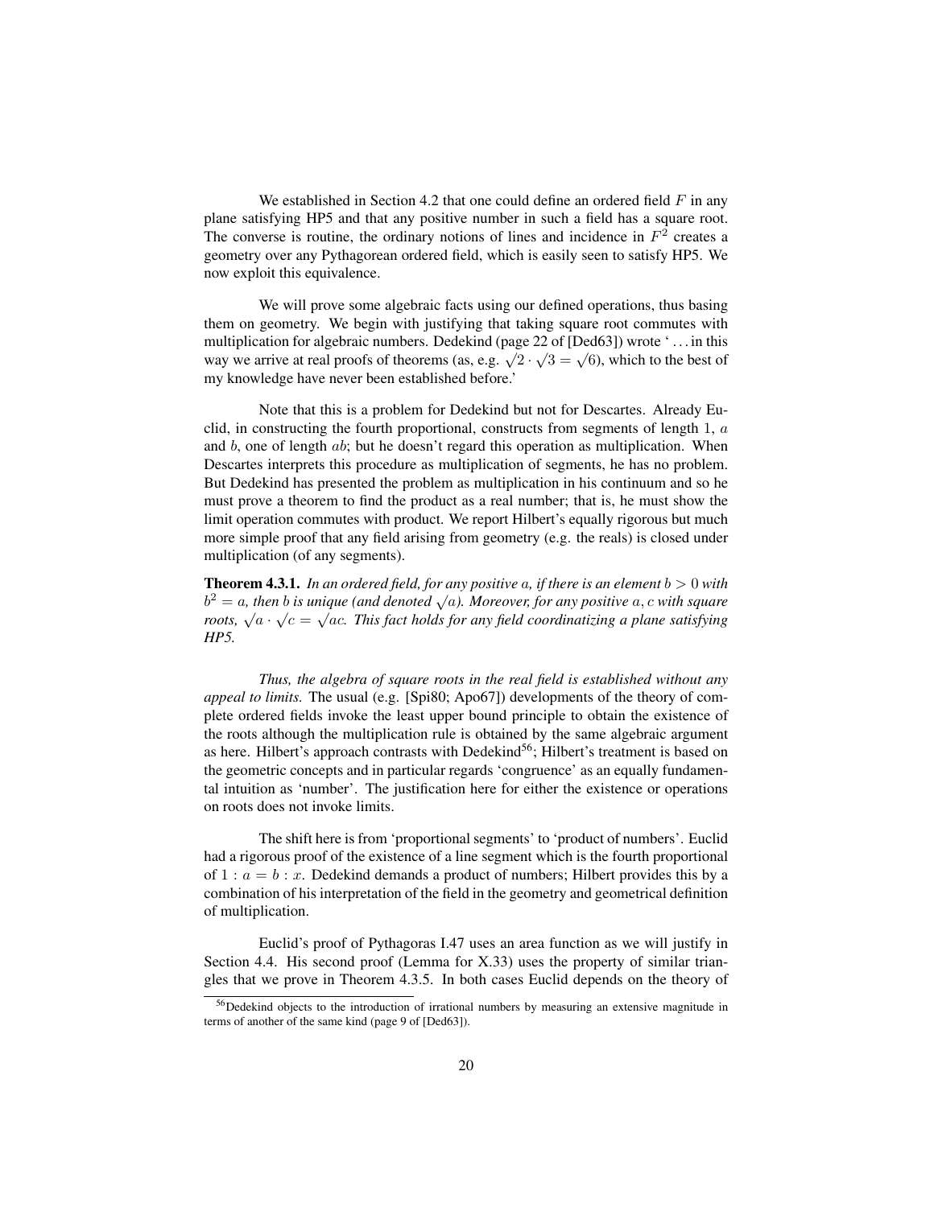We established in Section 4.2 that one could define an ordered field $F$ in any plane satisfying HP5 and that any positive number in such a field has a square root. The converse is routine, the ordinary notions of lines and incidence in $F^2$ creates a geometry over any Pythagorean ordered field, which is easily seen to satisfy HP5. We now exploit this equivalence.

We will prove some algebraic facts using our defined operations, thus basing them on geometry. We begin with justifying that taking square root commutes with multiplication for algebraic numbers. Dedekind (page 22 of [Ded63]) wrote '...in this way we arrive at real proofs of theorems (as, e.g. $\sqrt{2} \cdot \sqrt{3} = \sqrt{6}$), which to the best of my knowledge have never been established before.'

Note that this is a problem for Dedekind but not for Descartes. Already Euclid, in constructing the fourth proportional, constructs from segments of length $1$, $a$ and $b$, one of length $ab$; but he doesn't regard this operation as multiplication. When Descartes interprets this procedure as multiplication of segments, he has no problem. But Dedekind has presented the problem as multiplication in his continuum and so he must prove a theorem to find the product as a real number; that is, he must show the limit operation commutes with product. We report Hilbert's equally rigorous but much more simple proof that any field arising from geometry (e.g. the reals) is closed under multiplication (of any segments).

**Theorem 4.3.1.** *In an ordered field, for any positive $a$, if there is an element $b > 0$ with $b^2 = a$, then $b$ is unique (and denoted $\sqrt{a}$). Moreover, for any positive $a, c$ with square roots, $\sqrt{a} \cdot \sqrt{c} = \sqrt{ac}$. This fact holds for any field coordinatizing a plane satisfying HP5.*

*Thus, the algebra of square roots in the real field is established without any appeal to limits.* The usual (e.g. [Spi80; Apo67]) developments of the theory of complete ordered fields invoke the least upper bound principle to obtain the existence of the roots although the multiplication rule is obtained by the same algebraic argument as here. Hilbert's approach contrasts with Dedekind[56]; Hilbert's treatment is based on the geometric concepts and in particular regards 'congruence' as an equally fundamental intuition as 'number'. The justification here for either the existence or operations on roots does not invoke limits.

The shift here is from 'proportional segments' to 'product of numbers'. Euclid had a rigorous proof of the existence of a line segment which is the fourth proportional of $1 : a = b : x$. Dedekind demands a product of numbers; Hilbert provides this by a combination of his interpretation of the field in the geometry and geometrical definition of multiplication.

Euclid's proof of Pythagoras I.47 uses an area function as we will justify in Section 4.4. His second proof (Lemma for X.33) uses the property of similar triangles that we prove in Theorem 4.3.5. In both cases Euclid depends on the theory of

[56] Dedekind objects to the introduction of irrational numbers by measuring an extensive magnitude in terms of another of the same kind (page 9 of [Ded63]).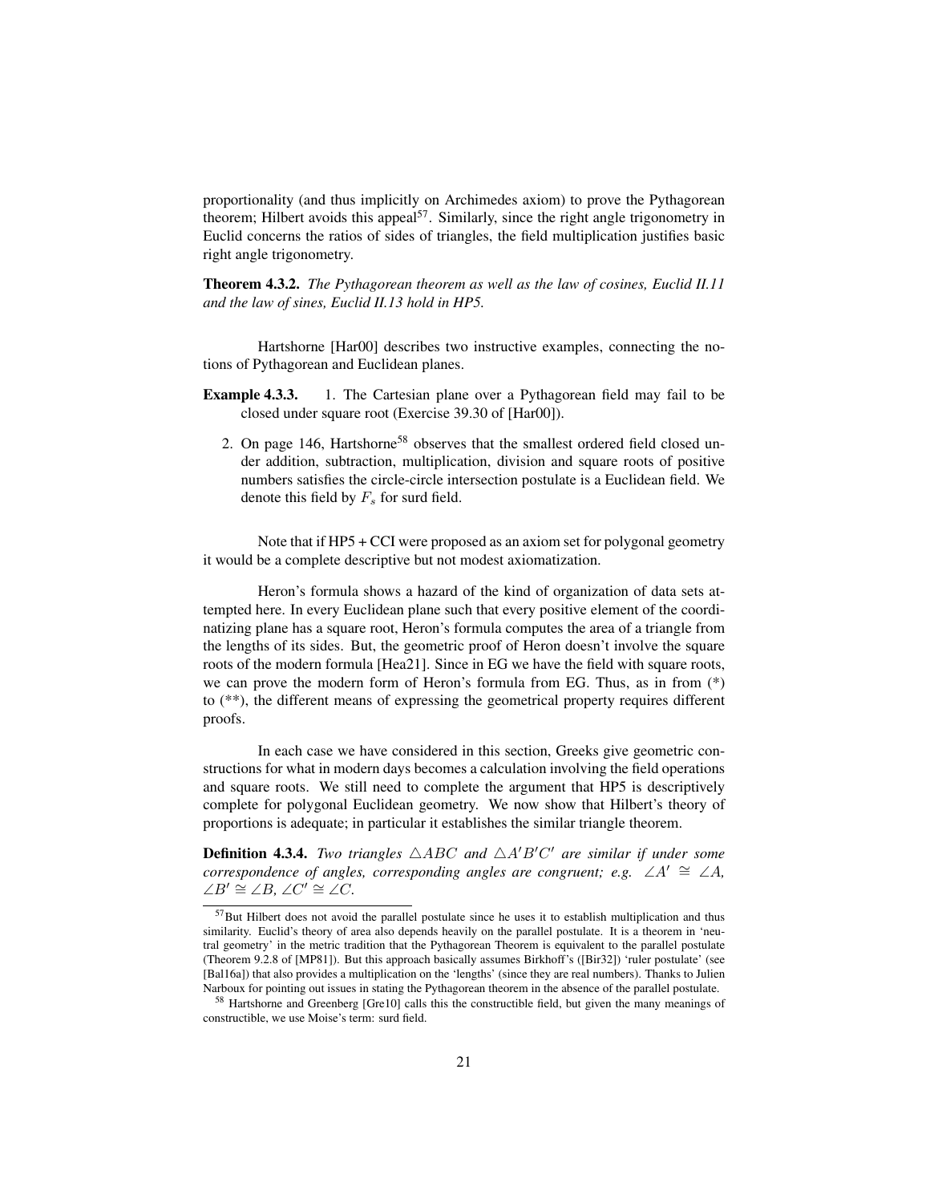proportionality (and thus implicitly on Archimedes axiom) to prove the Pythagorean theorem; Hilbert avoids this appeal[57]. Similarly, since the right angle trigonometry in Euclid concerns the ratios of sides of triangles, the field multiplication justifies basic right angle trigonometry.

**Theorem 4.3.2.** *The Pythagorean theorem as well as the law of cosines, Euclid II.11 and the law of sines, Euclid II.13 hold in HP5.*

Hartshorne [Har00] describes two instructive examples, connecting the notions of Pythagorean and Euclidean planes.

**Example 4.3.3.**

1. The Cartesian plane over a Pythagorean field may fail to be closed under square root (Exercise 39.30 of [Har00]).
2. On page 146, Hartshorne[58] observes that the smallest ordered field closed under addition, subtraction, multiplication, division and square roots of positive numbers satisfies the circle-circle intersection postulate is a Euclidean field. We denote this field by $F_s$ for surd field.

Note that if HP5 + CCI were proposed as an axiom set for polygonal geometry it would be a complete descriptive but not modest axiomatization.

Heron's formula shows a hazard of the kind of organization of data sets attempted here. In every Euclidean plane such that every positive element of the coordinatizing plane has a square root, Heron's formula computes the area of a triangle from the lengths of its sides. But, the geometric proof of Heron doesn't involve the square roots of the modern formula [Hea21]. Since in EG we have the field with square roots, we can prove the modern form of Heron's formula from EG. Thus, as in from (*) to (**), the different means of expressing the geometrical property requires different proofs.

In each case we have considered in this section, Greeks give geometric constructions for what in modern days becomes a calculation involving the field operations and square roots. We still need to complete the argument that HP5 is descriptively complete for polygonal Euclidean geometry. We now show that Hilbert's theory of proportions is adequate; in particular it establishes the similar triangle theorem.

**Definition 4.3.4.** *Two triangles $\triangle ABC$ and $\triangle A'B'C'$ are similar if under some correspondence of angles, corresponding angles are congruent; e.g. $\angle A' \cong \angle A$, $\angle B' \cong \angle B$, $\angle C' \cong \angle C$.*

---

[57] But Hilbert does not avoid the parallel postulate since he uses it to establish multiplication and thus similarity. Euclid's theory of area also depends heavily on the parallel postulate. It is a theorem in 'neutral geometry' in the metric tradition that the Pythagorean Theorem is equivalent to the parallel postulate (Theorem 9.2.8 of [MP81]). But this approach basically assumes Birkhoff's ([Bir32]) 'ruler postulate' (see [Bal16a]) that also provides a multiplication on the 'lengths' (since they are real numbers). Thanks to Julien Narboux for pointing out issues in stating the Pythagorean theorem in the absence of the parallel postulate.

[58] Hartshorne and Greenberg [Gre10] calls this the constructible field, but given the many meanings of constructible, we use Moise's term: surd field.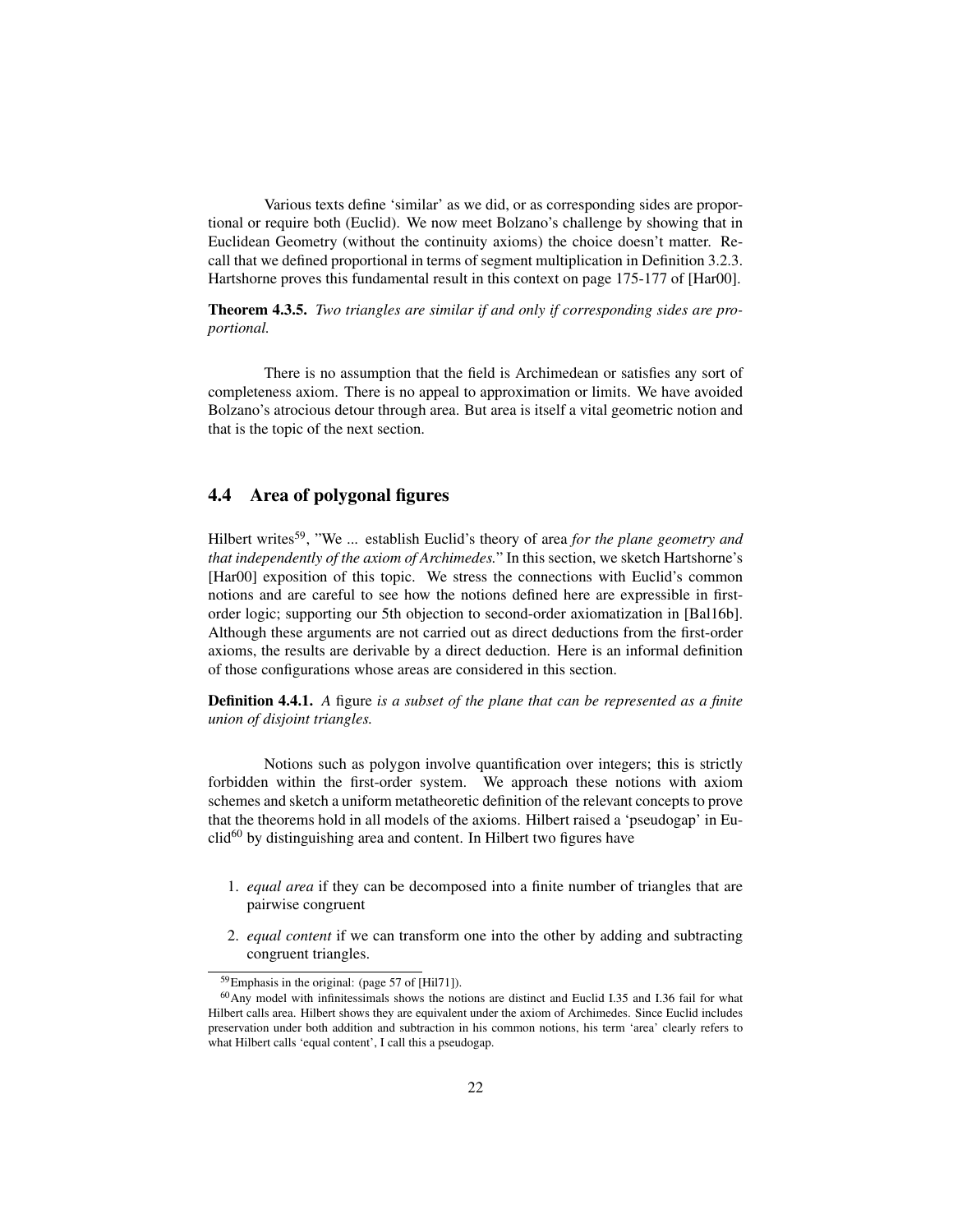Various texts define 'similar' as we did, or as corresponding sides are proportional or require both (Euclid). We now meet Bolzano's challenge by showing that in Euclidean Geometry (without the continuity axioms) the choice doesn't matter. Recall that we defined proportional in terms of segment multiplication in Definition 3.2.3. Hartshorne proves this fundamental result in this context on page 175-177 of [Har00].

**Theorem 4.3.5.** *Two triangles are similar if and only if corresponding sides are proportional.*

There is no assumption that the field is Archimedean or satisfies any sort of completeness axiom. There is no appeal to approximation or limits. We have avoided Bolzano's atrocious detour through area. But area is itself a vital geometric notion and that is the topic of the next section.

## 4.4 Area of polygonal figures

Hilbert writes[59], "We ... establish Euclid's theory of area *for the plane geometry and that independently of the axiom of Archimedes.*" In this section, we sketch Hartshorne's [Har00] exposition of this topic. We stress the connections with Euclid's common notions and are careful to see how the notions defined here are expressible in first-order logic; supporting our 5th objection to second-order axiomatization in [Bal16b]. Although these arguments are not carried out as direct deductions from the first-order axioms, the results are derivable by a direct deduction. Here is an informal definition of those configurations whose areas are considered in this section.

**Definition 4.4.1.** *A* figure *is a subset of the plane that can be represented as a finite union of disjoint triangles.*

Notions such as polygon involve quantification over integers; this is strictly forbidden within the first-order system. We approach these notions with axiom schemes and sketch a uniform metatheoretic definition of the relevant concepts to prove that the theorems hold in all models of the axioms. Hilbert raised a 'pseudogap' in Euclid[60] by distinguishing area and content. In Hilbert two figures have

1. *equal area* if they can be decomposed into a finite number of triangles that are pairwise congruent
2. *equal content* if we can transform one into the other by adding and subtracting congruent triangles.

[59] Emphasis in the original: (page 57 of [Hil71]).

[60] Any model with infinitessimals shows the notions are distinct and Euclid I.35 and I.36 fail for what Hilbert calls area. Hilbert shows they are equivalent under the axiom of Archimedes. Since Euclid includes preservation under both addition and subtraction in his common notions, his term 'area' clearly refers to what Hilbert calls 'equal content', I call this a pseudogap.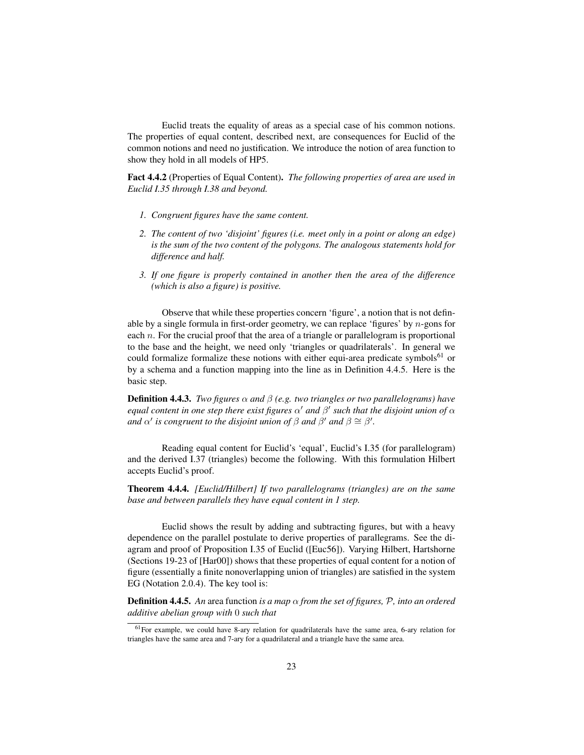Euclid treats the equality of areas as a special case of his common notions. The properties of equal content, described next, are consequences for Euclid of the common notions and need no justification. We introduce the notion of area function to show they hold in all models of HP5.

**Fact 4.4.2** (Properties of Equal Content)**.** *The following properties of area are used in Euclid I.35 through I.38 and beyond.*

1. *Congruent figures have the same content.*
2. *The content of two 'disjoint' figures (i.e. meet only in a point or along an edge) is the sum of the two content of the polygons. The analogous statements hold for difference and half.*
3. *If one figure is properly contained in another then the area of the difference (which is also a figure) is positive.*

Observe that while these properties concern 'figure', a notion that is not definable by a single formula in first-order geometry, we can replace 'figures' by $n$-gons for each $n$. For the crucial proof that the area of a triangle or parallelogram is proportional to the base and the height, we need only 'triangles or quadrilaterals'. In general we could formalize formalize these notions with either equi-area predicate symbols[61] or by a schema and a function mapping into the line as in Definition 4.4.5. Here is the basic step.

**Definition 4.4.3.** *Two figures $\alpha$ and $\beta$ (e.g. two triangles or two parallelograms) have equal content in one step there exist figures $\alpha'$ and $\beta'$ such that the disjoint union of $\alpha$ and $\alpha'$ is congruent to the disjoint union of $\beta$ and $\beta'$ and $\beta \cong \beta'$.*

Reading equal content for Euclid's 'equal', Euclid's I.35 (for parallelogram) and the derived I.37 (triangles) become the following. With this formulation Hilbert accepts Euclid's proof.

**Theorem 4.4.4.** *[Euclid/Hilbert] If two parallelograms (triangles) are on the same base and between parallels they have equal content in 1 step.*

Euclid shows the result by adding and subtracting figures, but with a heavy dependence on the parallel postulate to derive properties of parallegrams. See the diagram and proof of Proposition I.35 of Euclid ([Euc56]). Varying Hilbert, Hartshorne (Sections 19-23 of [Har00]) shows that these properties of equal content for a notion of figure (essentially a finite nonoverlapping union of triangles) are satisfied in the system EG (Notation 2.0.4). The key tool is:

**Definition 4.4.5.** *An* area function *is a map $\alpha$ from the set of figures, $\mathcal{P}$, into an ordered additive abelian group with 0 such that*

[61] For example, we could have 8-ary relation for quadrilaterals have the same area, 6-ary relation for triangles have the same area and 7-ary for a quadrilateral and a triangle have the same area.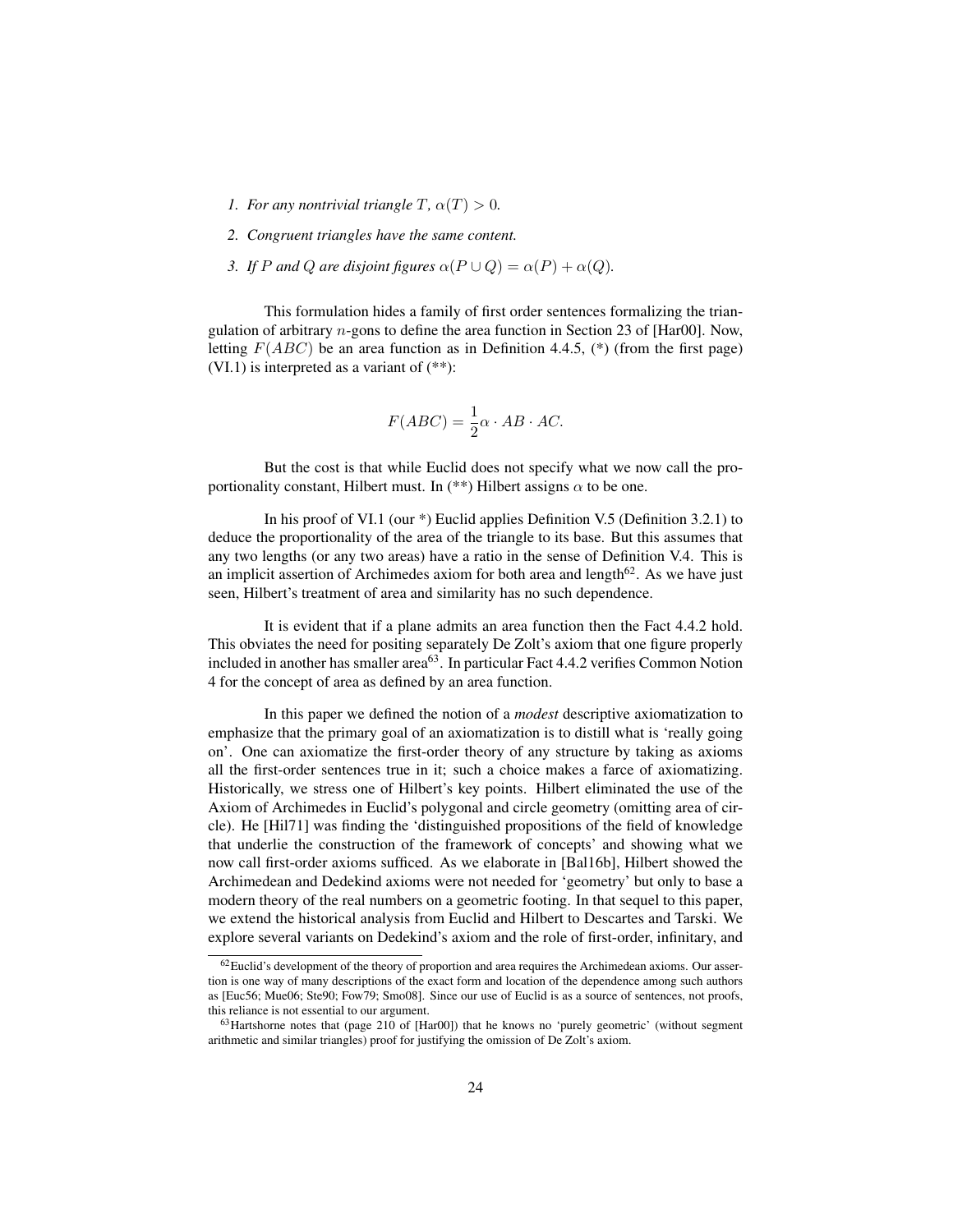*1. For any nontrivial triangle $T$, $\alpha(T) > 0$.*

*2. Congruent triangles have the same content.*

*3. If $P$ and $Q$ are disjoint figures $\alpha(P \cup Q) = \alpha(P) + \alpha(Q)$.*

This formulation hides a family of first order sentences formalizing the triangulation of arbitrary $n$-gons to define the area function in Section 23 of [Har00]. Now, letting $F(ABC)$ be an area function as in Definition 4.4.5, (*) (from the first page) (VI.1) is interpreted as a variant of (**):

$$F(ABC) = \frac{1}{2}\alpha \cdot AB \cdot AC.$$

But the cost is that while Euclid does not specify what we now call the proportionality constant, Hilbert must. In (**) Hilbert assigns $\alpha$ to be one.

In his proof of VI.1 (our *) Euclid applies Definition V.5 (Definition 3.2.1) to deduce the proportionality of the area of the triangle to its base. But this assumes that any two lengths (or any two areas) have a ratio in the sense of Definition V.4. This is an implicit assertion of Archimedes axiom for both area and length[62]. As we have just seen, Hilbert's treatment of area and similarity has no such dependence.

It is evident that if a plane admits an area function then the Fact 4.4.2 hold. This obviates the need for positing separately De Zolt's axiom that one figure properly included in another has smaller area[63]. In particular Fact 4.4.2 verifies Common Notion 4 for the concept of area as defined by an area function.

In this paper we defined the notion of a *modest* descriptive axiomatization to emphasize that the primary goal of an axiomatization is to distill what is 'really going on'. One can axiomatize the first-order theory of any structure by taking as axioms all the first-order sentences true in it; such a choice makes a farce of axiomatizing. Historically, we stress one of Hilbert's key points. Hilbert eliminated the use of the Axiom of Archimedes in Euclid's polygonal and circle geometry (omitting area of circle). He [Hil71] was finding the 'distinguished propositions of the field of knowledge that underlie the construction of the framework of concepts' and showing what we now call first-order axioms sufficed. As we elaborate in [Bal16b], Hilbert showed the Archimedean and Dedekind axioms were not needed for 'geometry' but only to base a modern theory of the real numbers on a geometric footing. In that sequel to this paper, we extend the historical analysis from Euclid and Hilbert to Descartes and Tarski. We explore several variants on Dedekind's axiom and the role of first-order, infinitary, and

---

[62] Euclid's development of the theory of proportion and area requires the Archimedean axioms. Our assertion is one way of many descriptions of the exact form and location of the dependence among such authors as [Euc56; Mue06; Ste90; Fow79; Smo08]. Since our use of Euclid is as a source of sentences, not proofs, this reliance is not essential to our argument.

[63] Hartshorne notes that (page 210 of [Har00]) that he knows no 'purely geometric' (without segment arithmetic and similar triangles) proof for justifying the omission of De Zolt's axiom.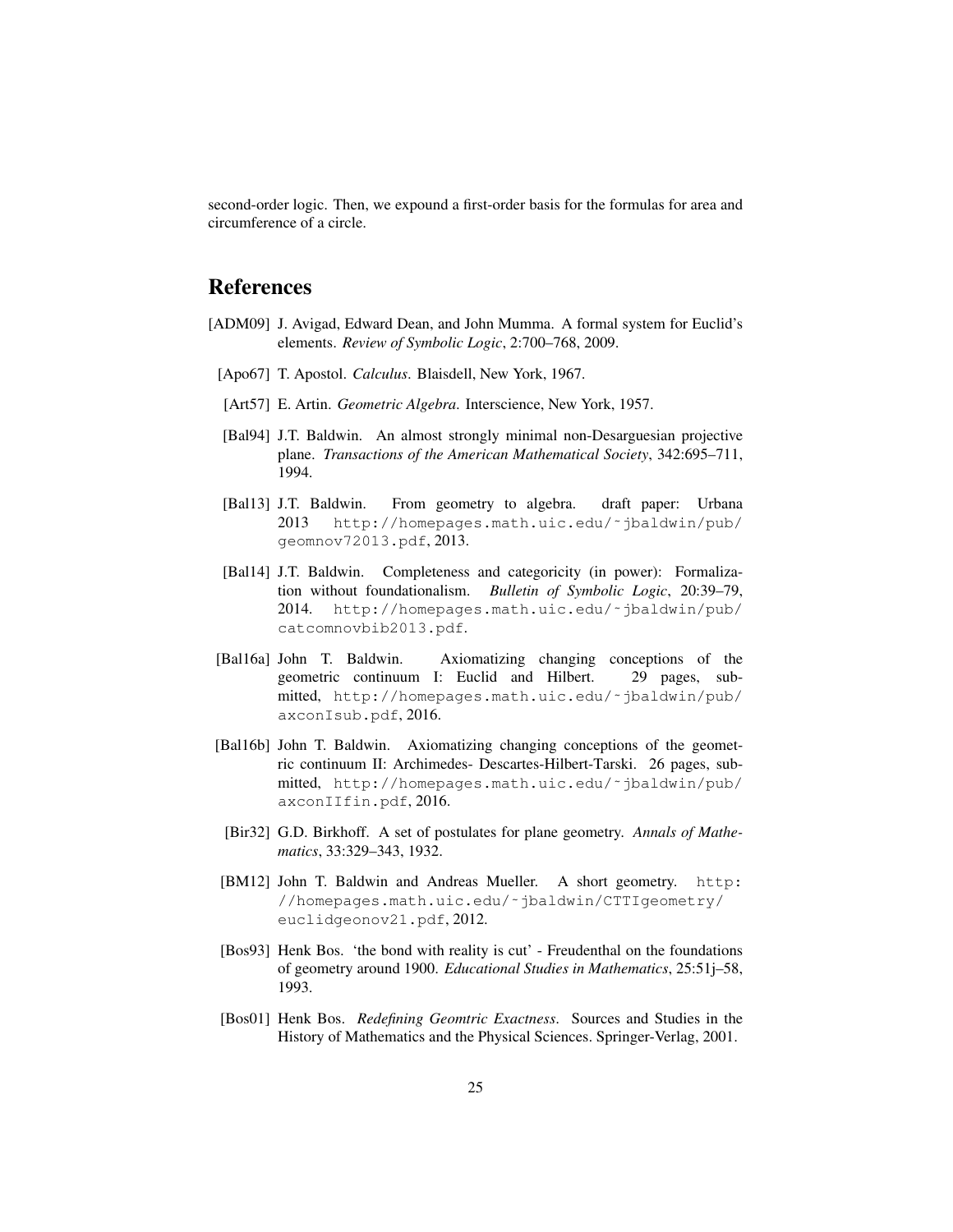second-order logic. Then, we expound a first-order basis for the formulas for area and circumference of a circle.

## References

[ADM09] J. Avigad, Edward Dean, and John Mumma. A formal system for Euclid's elements. *Review of Symbolic Logic*, 2:700–768, 2009.

[Apo67] T. Apostol. *Calculus*. Blaisdell, New York, 1967.

[Art57] E. Artin. *Geometric Algebra*. Interscience, New York, 1957.

[Bal94] J.T. Baldwin. An almost strongly minimal non-Desarguesian projective plane. *Transactions of the American Mathematical Society*, 342:695–711, 1994.

[Bal13] J.T. Baldwin. From geometry to algebra. draft paper: Urbana 2013 `http://homepages.math.uic.edu/~jbaldwin/pub/geomnov72013.pdf`, 2013.

[Bal14] J.T. Baldwin. Completeness and categoricity (in power): Formalization without foundationalism. *Bulletin of Symbolic Logic*, 20:39–79, 2014. `http://homepages.math.uic.edu/~jbaldwin/pub/catcomnovbib2013.pdf`.

[Bal16a] John T. Baldwin. Axiomatizing changing conceptions of the geometric continuum I: Euclid and Hilbert. 29 pages, submitted, `http://homepages.math.uic.edu/~jbaldwin/pub/axconIsub.pdf`, 2016.

[Bal16b] John T. Baldwin. Axiomatizing changing conceptions of the geometric continuum II: Archimedes- Descartes-Hilbert-Tarski. 26 pages, submitted, `http://homepages.math.uic.edu/~jbaldwin/pub/axconIIfin.pdf`, 2016.

[Bir32] G.D. Birkhoff. A set of postulates for plane geometry. *Annals of Mathematics*, 33:329–343, 1932.

[BM12] John T. Baldwin and Andreas Mueller. A short geometry. `http://homepages.math.uic.edu/~jbaldwin/CTTIgeometry/euclidgeonov21.pdf`, 2012.

[Bos93] Henk Bos. 'the bond with reality is cut' - Freudenthal on the foundations of geometry around 1900. *Educational Studies in Mathematics*, 25:51j–58, 1993.

[Bos01] Henk Bos. *Redefining Geomtric Exactness*. Sources and Studies in the History of Mathematics and the Physical Sciences. Springer-Verlag, 2001.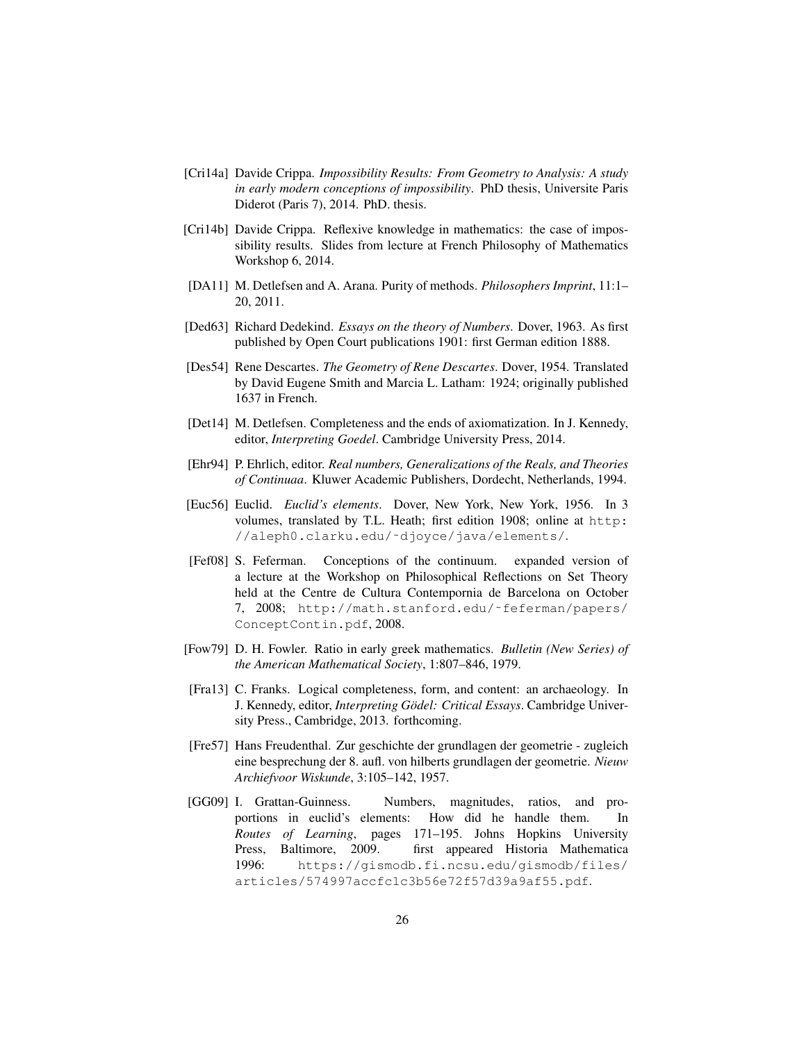- [Cri14a] Davide Crippa. *Impossibility Results: From Geometry to Analysis: A study in early modern conceptions of impossibility*. PhD thesis, Universite Paris Diderot (Paris 7), 2014. PhD. thesis.

- [Cri14b] Davide Crippa. Reflexive knowledge in mathematics: the case of impossibility results. Slides from lecture at French Philosophy of Mathematics Workshop 6, 2014.

- [DA11] M. Detlefsen and A. Arana. Purity of methods. *Philosophers Imprint*, 11:1–20, 2011.

- [Ded63] Richard Dedekind. *Essays on the theory of Numbers*. Dover, 1963. As first published by Open Court publications 1901: first German edition 1888.

- [Des54] Rene Descartes. *The Geometry of Rene Descartes*. Dover, 1954. Translated by David Eugene Smith and Marcia L. Latham: 1924; originally published 1637 in French.

- [Det14] M. Detlefsen. Completeness and the ends of axiomatization. In J. Kennedy, editor, *Interpreting Goedel*. Cambridge University Press, 2014.

- [Ehr94] P. Ehrlich, editor. *Real numbers, Generalizations of the Reals, and Theories of Continuaa*. Kluwer Academic Publishers, Dordecht, Netherlands, 1994.

- [Euc56] Euclid. *Euclid's elements*. Dover, New York, New York, 1956. In 3 volumes, translated by T.L. Heath; first edition 1908; online at `http://aleph0.clarku.edu/~djoyce/java/elements/`.

- [Fef08] S. Feferman. Conceptions of the continuum. expanded version of a lecture at the Workshop on Philosophical Reflections on Set Theory held at the Centre de Cultura Contempornia de Barcelona on October 7, 2008; `http://math.stanford.edu/~feferman/papers/ConceptContin.pdf`, 2008.

- [Fow79] D. H. Fowler. Ratio in early greek mathematics. *Bulletin (New Series) of the American Mathematical Society*, 1:807–846, 1979.

- [Fra13] C. Franks. Logical completeness, form, and content: an archaeology. In J. Kennedy, editor, *Interpreting Gödel: Critical Essays*. Cambridge University Press., Cambridge, 2013. forthcoming.

- [Fre57] Hans Freudenthal. Zur geschichte der grundlagen der geometrie - zugleich eine besprechung der 8. aufl. von hilberts grundlagen der geometrie. *Nieuw Archiefvoor Wiskunde*, 3:105–142, 1957.

- [GG09] I. Grattan-Guinness. Numbers, magnitudes, ratios, and proportions in euclid's elements: How did he handle them. In *Routes of Learning*, pages 171–195. Johns Hopkins University Press, Baltimore, 2009. first appeared Historia Mathematica 1996: `https://gismodb.fi.ncsu.edu/gismodb/files/articles/574997accfc1c3b56e72f57d39a9af55.pdf`.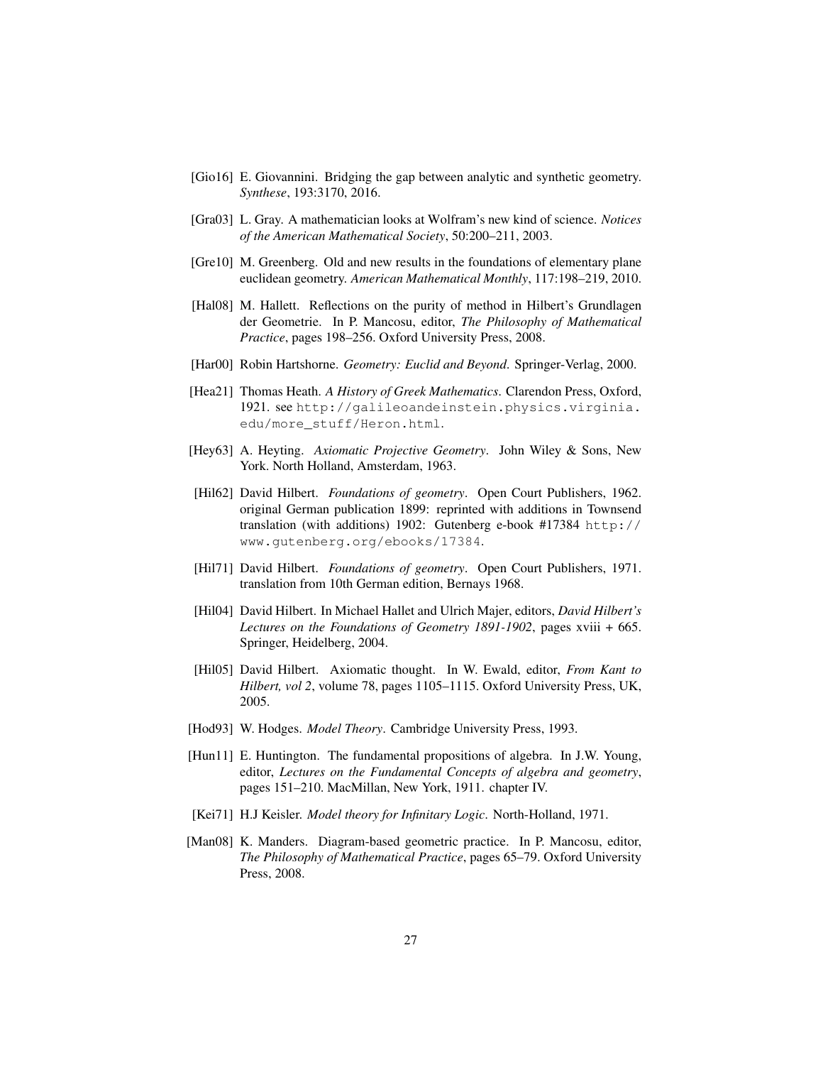[Gio16] E. Giovannini. Bridging the gap between analytic and synthetic geometry. *Synthese*, 193:3170, 2016.

[Gra03] L. Gray. A mathematician looks at Wolfram's new kind of science. *Notices of the American Mathematical Society*, 50:200–211, 2003.

[Gre10] M. Greenberg. Old and new results in the foundations of elementary plane euclidean geometry. *American Mathematical Monthly*, 117:198–219, 2010.

[Hal08] M. Hallett. Reflections on the purity of method in Hilbert's Grundlagen der Geometrie. In P. Mancosu, editor, *The Philosophy of Mathematical Practice*, pages 198–256. Oxford University Press, 2008.

[Har00] Robin Hartshorne. *Geometry: Euclid and Beyond*. Springer-Verlag, 2000.

[Hea21] Thomas Heath. *A History of Greek Mathematics*. Clarendon Press, Oxford, 1921. see `http://galileoandeinstein.physics.virginia.edu/more_stuff/Heron.html`.

[Hey63] A. Heyting. *Axiomatic Projective Geometry*. John Wiley & Sons, New York. North Holland, Amsterdam, 1963.

[Hil62] David Hilbert. *Foundations of geometry*. Open Court Publishers, 1962. original German publication 1899: reprinted with additions in Townsend translation (with additions) 1902: Gutenberg e-book #17384 `http://www.gutenberg.org/ebooks/17384`.

[Hil71] David Hilbert. *Foundations of geometry*. Open Court Publishers, 1971. translation from 10th German edition, Bernays 1968.

[Hil04] David Hilbert. In Michael Hallet and Ulrich Majer, editors, *David Hilbert's Lectures on the Foundations of Geometry 1891-1902*, pages xviii + 665. Springer, Heidelberg, 2004.

[Hil05] David Hilbert. Axiomatic thought. In W. Ewald, editor, *From Kant to Hilbert, vol 2*, volume 78, pages 1105–1115. Oxford University Press, UK, 2005.

[Hod93] W. Hodges. *Model Theory*. Cambridge University Press, 1993.

[Hun11] E. Huntington. The fundamental propositions of algebra. In J.W. Young, editor, *Lectures on the Fundamental Concepts of algebra and geometry*, pages 151–210. MacMillan, New York, 1911. chapter IV.

[Kei71] H.J Keisler. *Model theory for Infinitary Logic*. North-Holland, 1971.

[Man08] K. Manders. Diagram-based geometric practice. In P. Mancosu, editor, *The Philosophy of Mathematical Practice*, pages 65–79. Oxford University Press, 2008.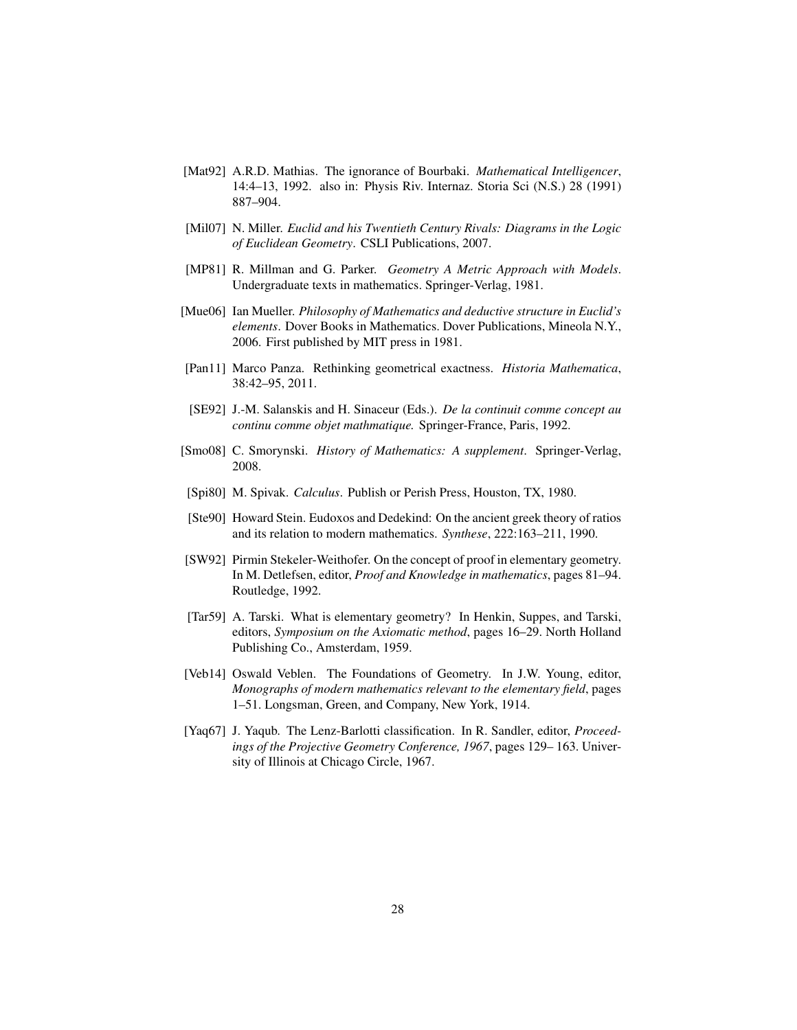[Mat92] A.R.D. Mathias. The ignorance of Bourbaki. *Mathematical Intelligencer*, 14:4–13, 1992. also in: Physis Riv. Internaz. Storia Sci (N.S.) 28 (1991) 887–904.

[Mil07] N. Miller. *Euclid and his Twentieth Century Rivals: Diagrams in the Logic of Euclidean Geometry*. CSLI Publications, 2007.

[MP81] R. Millman and G. Parker. *Geometry A Metric Approach with Models*. Undergraduate texts in mathematics. Springer-Verlag, 1981.

[Mue06] Ian Mueller. *Philosophy of Mathematics and deductive structure in Euclid's elements*. Dover Books in Mathematics. Dover Publications, Mineola N.Y., 2006. First published by MIT press in 1981.

[Pan11] Marco Panza. Rethinking geometrical exactness. *Historia Mathematica*, 38:42–95, 2011.

[SE92] J.-M. Salanskis and H. Sinaceur (Eds.). *De la continuit comme concept au continu comme objet mathmatique.* Springer-France, Paris, 1992.

[Smo08] C. Smorynski. *History of Mathematics: A supplement*. Springer-Verlag, 2008.

[Spi80] M. Spivak. *Calculus*. Publish or Perish Press, Houston, TX, 1980.

[Ste90] Howard Stein. Eudoxos and Dedekind: On the ancient greek theory of ratios and its relation to modern mathematics. *Synthese*, 222:163–211, 1990.

[SW92] Pirmin Stekeler-Weithofer. On the concept of proof in elementary geometry. In M. Detlefsen, editor, *Proof and Knowledge in mathematics*, pages 81–94. Routledge, 1992.

[Tar59] A. Tarski. What is elementary geometry? In Henkin, Suppes, and Tarski, editors, *Symposium on the Axiomatic method*, pages 16–29. North Holland Publishing Co., Amsterdam, 1959.

[Veb14] Oswald Veblen. The Foundations of Geometry. In J.W. Young, editor, *Monographs of modern mathematics relevant to the elementary field*, pages 1–51. Longsman, Green, and Company, New York, 1914.

[Yaq67] J. Yaqub. The Lenz-Barlotti classification. In R. Sandler, editor, *Proceedings of the Projective Geometry Conference, 1967*, pages 129– 163. University of Illinois at Chicago Circle, 1967.